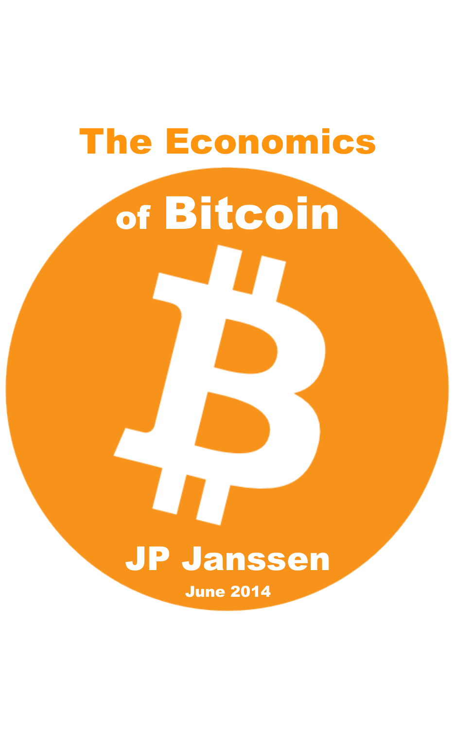# The Economics of Bitcoin

**JP Janssen**

**June 2014**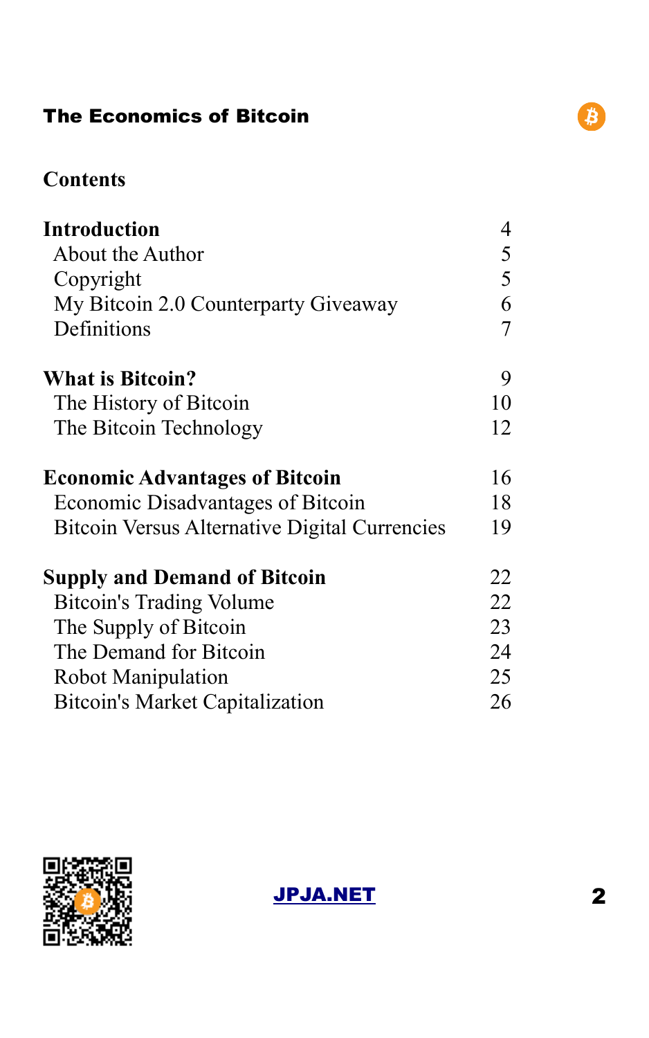## Contents

| | |
|---|---|
| **Introduction** | 4 |
| About the Author | 5 |
| Copyright | 5 |
| My Bitcoin 2.0 Counterparty Giveaway | 6 |
| Definitions | 7 |
| **What is Bitcoin?** | 9 |
| The History of Bitcoin | 10 |
| The Bitcoin Technology | 12 |
| **Economic Advantages of Bitcoin** | 16 |
| Economic Disadvantages of Bitcoin | 18 |
| Bitcoin Versus Alternative Digital Currencies | 19 |
| **Supply and Demand of Bitcoin** | 22 |
| Bitcoin's Trading Volume | 22 |
| The Supply of Bitcoin | 23 |
| The Demand for Bitcoin | 24 |
| Robot Manipulation | 25 |
| Bitcoin's Market Capitalization | 26 |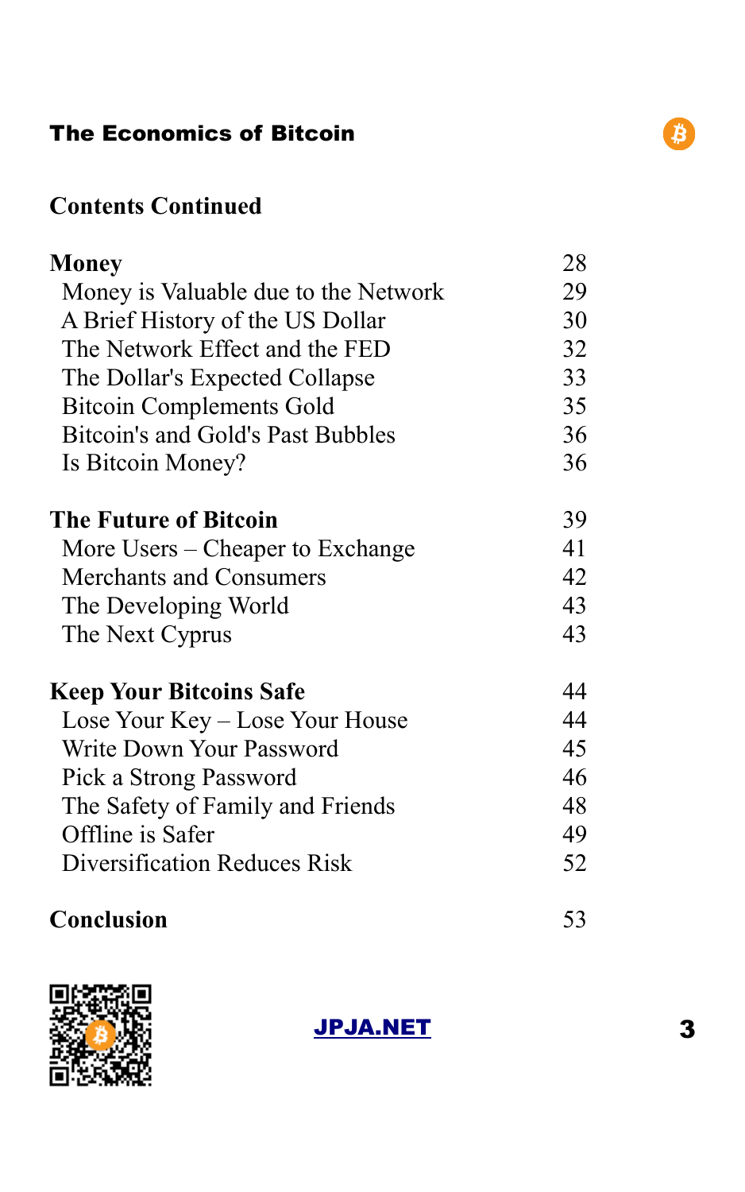## Contents Continued

| | |
|---|---|
| **Money** | 28 |
| Money is Valuable due to the Network | 29 |
| A Brief History of the US Dollar | 30 |
| The Network Effect and the FED | 32 |
| The Dollar's Expected Collapse | 33 |
| Bitcoin Complements Gold | 35 |
| Bitcoin's and Gold's Past Bubbles | 36 |
| Is Bitcoin Money? | 36 |
| **The Future of Bitcoin** | 39 |
| More Users – Cheaper to Exchange | 41 |
| Merchants and Consumers | 42 |
| The Developing World | 43 |
| The Next Cyprus | 43 |
| **Keep Your Bitcoins Safe** | 44 |
| Lose Your Key – Lose Your House | 44 |
| Write Down Your Password | 45 |
| Pick a Strong Password | 46 |
| The Safety of Family and Friends | 48 |
| Offline is Safer | 49 |
| Diversification Reduces Risk | 52 |
| **Conclusion** | 53 |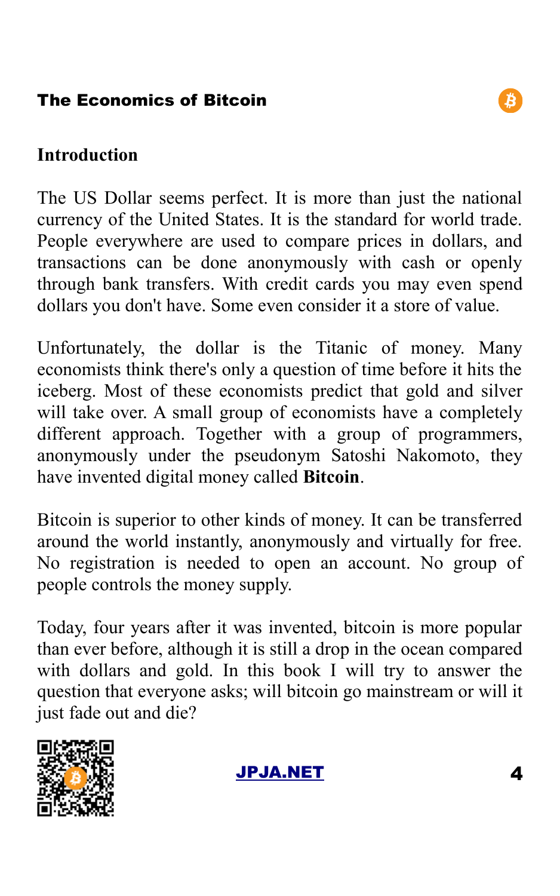## Introduction

The US Dollar seems perfect. It is more than just the national currency of the United States. It is the standard for world trade. People everywhere are used to compare prices in dollars, and transactions can be done anonymously with cash or openly through bank transfers. With credit cards you may even spend dollars you don't have. Some even consider it a store of value.

Unfortunately, the dollar is the Titanic of money. Many economists think there's only a question of time before it hits the iceberg. Most of these economists predict that gold and silver will take over. A small group of economists have a completely different approach. Together with a group of programmers, anonymously under the pseudonym Satoshi Nakomoto, they have invented digital money called **Bitcoin**.

Bitcoin is superior to other kinds of money. It can be transferred around the world instantly, anonymously and virtually for free. No registration is needed to open an account. No group of people controls the money supply.

Today, four years after it was invented, bitcoin is more popular than ever before, although it is still a drop in the ocean compared with dollars and gold. In this book I will try to answer the question that everyone asks; will bitcoin go mainstream or will it just fade out and die?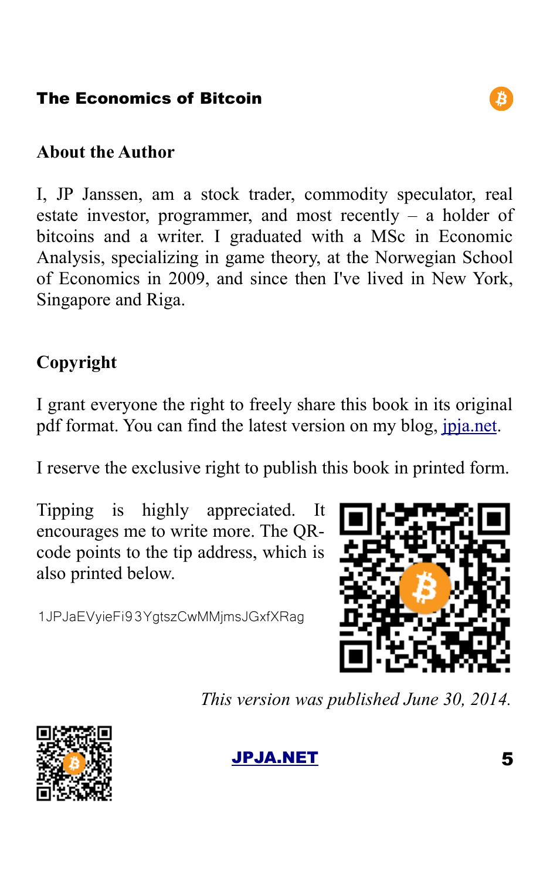## About the Author

I, JP Janssen, am a stock trader, commodity speculator, real estate investor, programmer, and most recently – a holder of bitcoins and a writer. I graduated with a MSc in Economic Analysis, specializing in game theory, at the Norwegian School of Economics in 2009, and since then I've lived in New York, Singapore and Riga.

## Copyright

I grant everyone the right to freely share this book in its original pdf format. You can find the latest version on my blog, [jpja.net](http://jpja.net).

I reserve the exclusive right to publish this book in printed form.

Tipping is highly appreciated. It encourages me to write more. The QR-code points to the tip address, which is also printed below.

1JPJaEVyieFi93YgtszCwMMjmsJGxfXRag

*This version was published June 30, 2014.*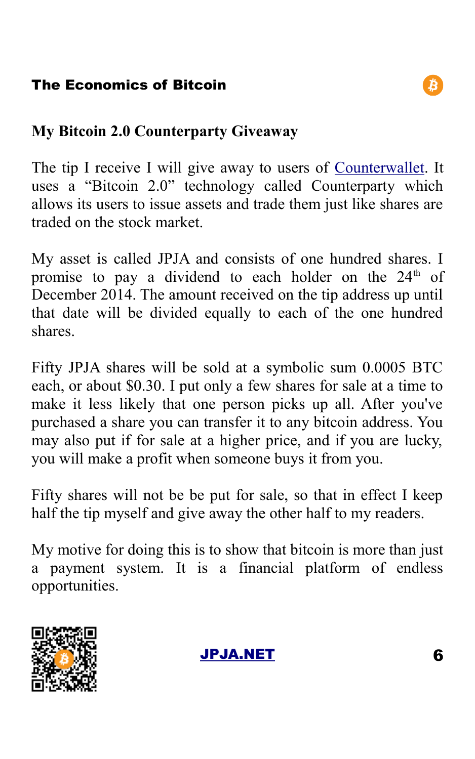## My Bitcoin 2.0 Counterparty Giveaway

The tip I receive I will give away to users of Counterwallet. It uses a "Bitcoin 2.0" technology called Counterparty which allows its users to issue assets and trade them just like shares are traded on the stock market.

My asset is called JPJA and consists of one hundred shares. I promise to pay a dividend to each holder on the 24th of December 2014. The amount received on the tip address up until that date will be divided equally to each of the one hundred shares.

Fifty JPJA shares will be sold at a symbolic sum 0.0005 BTC each, or about $0.30. I put only a few shares for sale at a time to make it less likely that one person picks up all. After you've purchased a share you can transfer it to any bitcoin address. You may also put if for sale at a higher price, and if you are lucky, you will make a profit when someone buys it from you.

Fifty shares will not be be put for sale, so that in effect I keep half the tip myself and give away the other half to my readers.

My motive for doing this is to show that bitcoin is more than just a payment system. It is a financial platform of endless opportunities.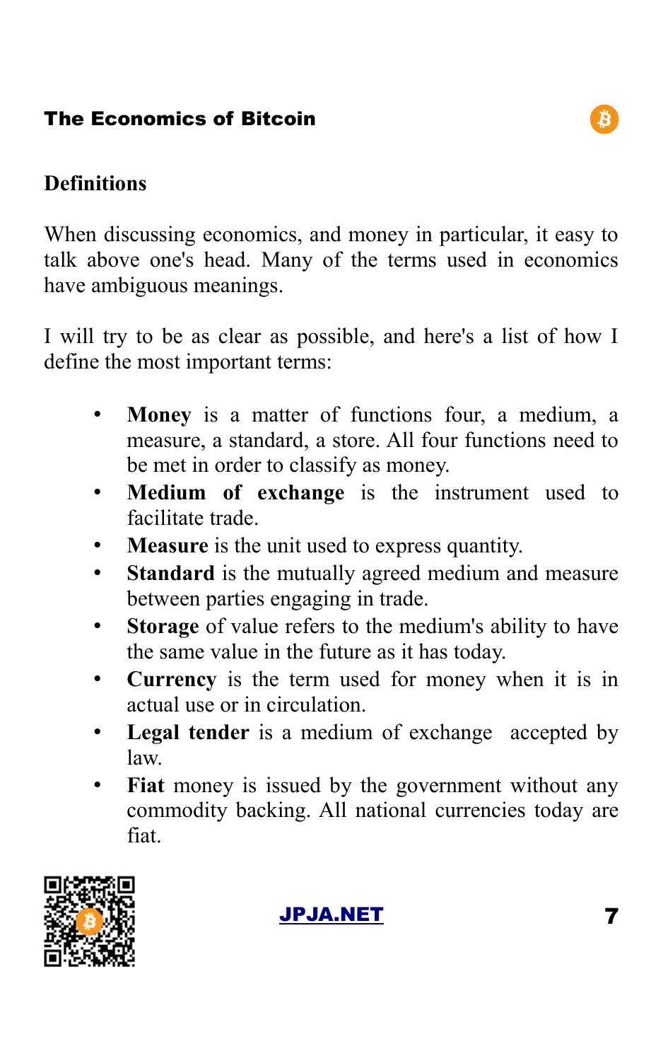## Definitions

When discussing economics, and money in particular, it easy to talk above one's head. Many of the terms used in economics have ambiguous meanings.

I will try to be as clear as possible, and here's a list of how I define the most important terms:

- **Money** is a matter of functions four, a medium, a measure, a standard, a store. All four functions need to be met in order to classify as money.
- **Medium of exchange** is the instrument used to facilitate trade.
- **Measure** is the unit used to express quantity.
- **Standard** is the mutually agreed medium and measure between parties engaging in trade.
- **Storage** of value refers to the medium's ability to have the same value in the future as it has today.
- **Currency** is the term used for money when it is in actual use or in circulation.
- **Legal tender** is a medium of exchange accepted by law.
- **Fiat** money is issued by the government without any commodity backing. All national currencies today are fiat.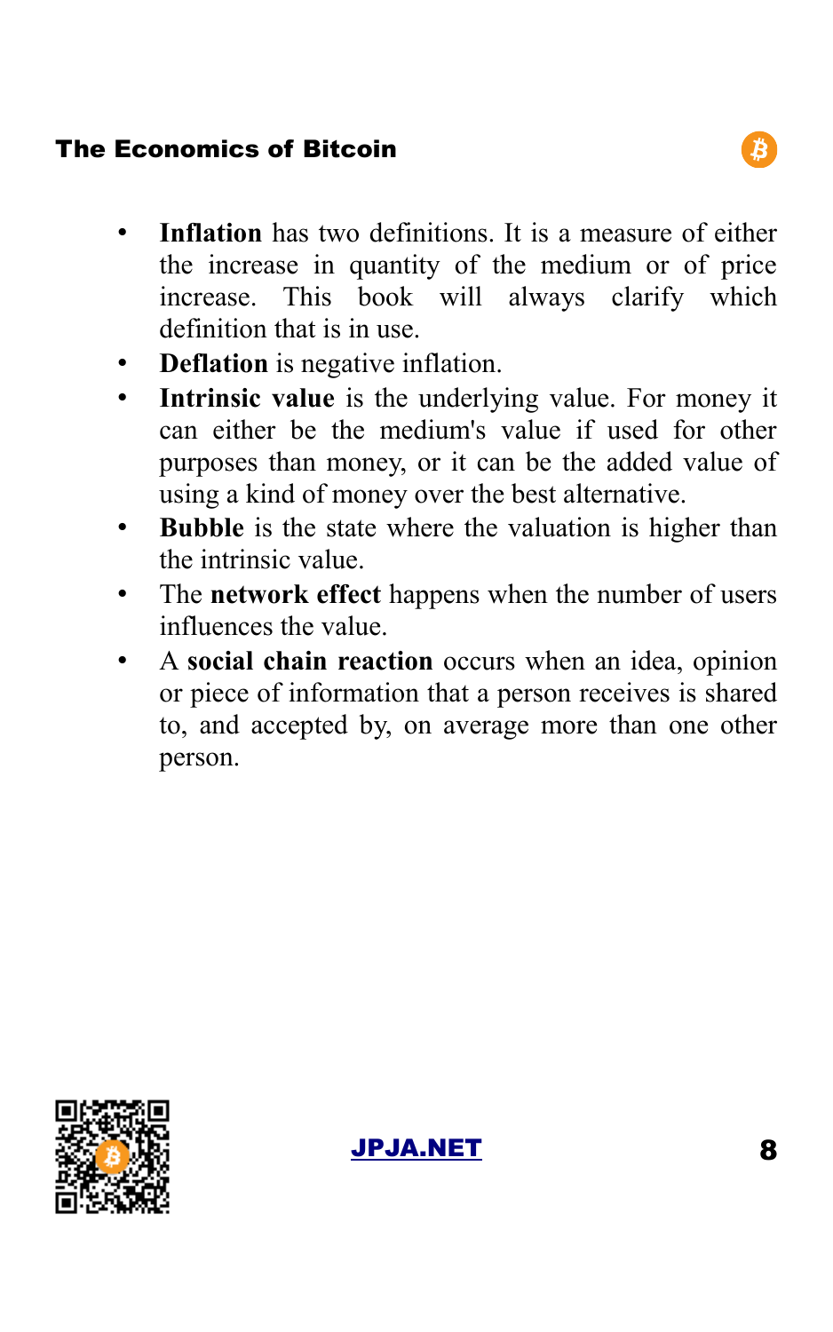- **Inflation** has two definitions. It is a measure of either the increase in quantity of the medium or of price increase. This book will always clarify which definition that is in use.
- **Deflation** is negative inflation.
- **Intrinsic value** is the underlying value. For money it can either be the medium's value if used for other purposes than money, or it can be the added value of using a kind of money over the best alternative.
- **Bubble** is the state where the valuation is higher than the intrinsic value.
- The **network effect** happens when the number of users influences the value.
- A **social chain reaction** occurs when an idea, opinion or piece of information that a person receives is shared to, and accepted by, on average more than one other person.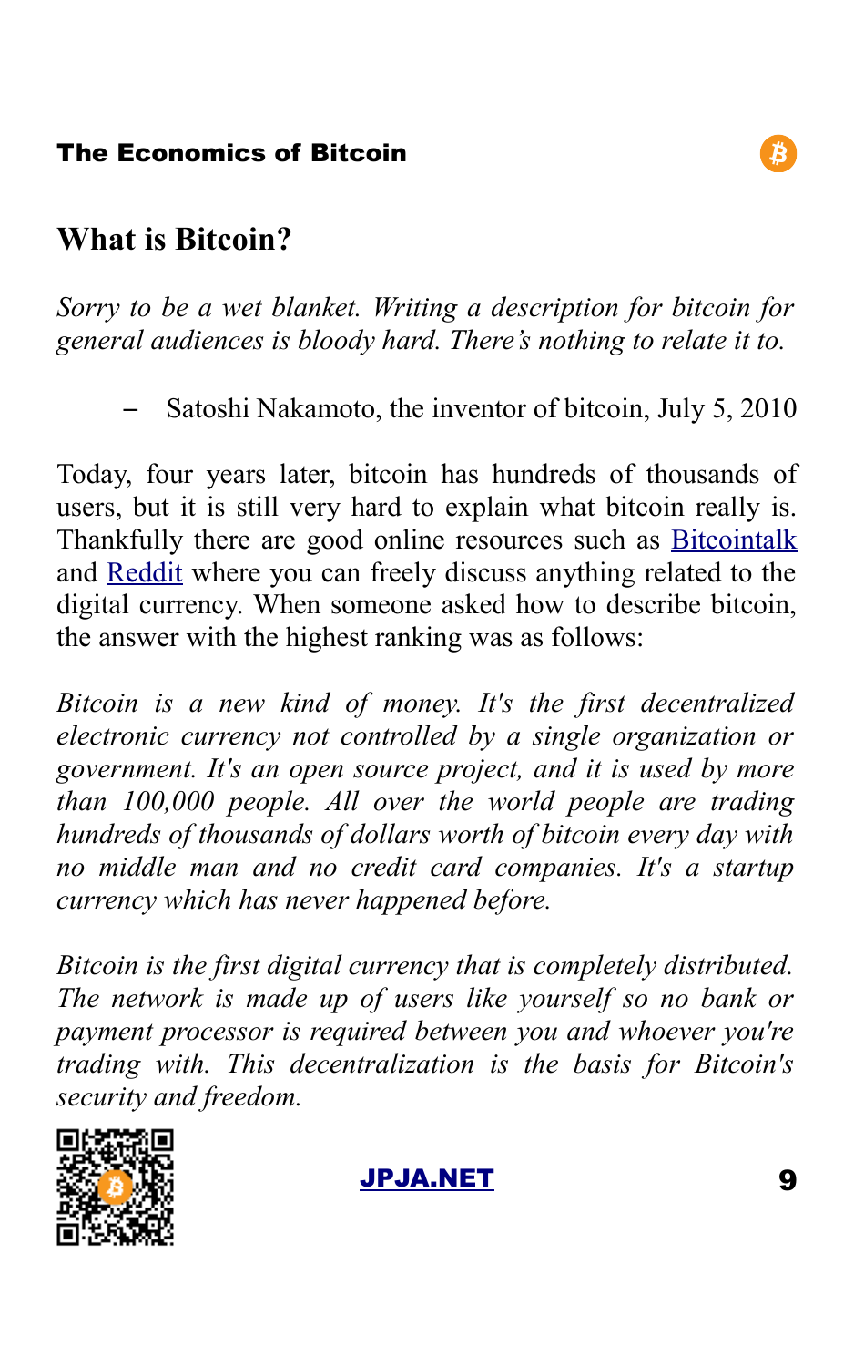## What is Bitcoin?

*Sorry to be a wet blanket. Writing a description for bitcoin for general audiences is bloody hard. There's nothing to relate it to.*

– Satoshi Nakamoto, the inventor of bitcoin, July 5, 2010

Today, four years later, bitcoin has hundreds of thousands of users, but it is still very hard to explain what bitcoin really is. Thankfully there are good online resources such as [Bitcointalk]() and [Reddit]() where you can freely discuss anything related to the digital currency. When someone asked how to describe bitcoin, the answer with the highest ranking was as follows:

*Bitcoin is a new kind of money. It's the first decentralized electronic currency not controlled by a single organization or government. It's an open source project, and it is used by more than 100,000 people. All over the world people are trading hundreds of thousands of dollars worth of bitcoin every day with no middle man and no credit card companies. It's a startup currency which has never happened before.*

*Bitcoin is the first digital currency that is completely distributed. The network is made up of users like yourself so no bank or payment processor is required between you and whoever you're trading with. This decentralization is the basis for Bitcoin's security and freedom.*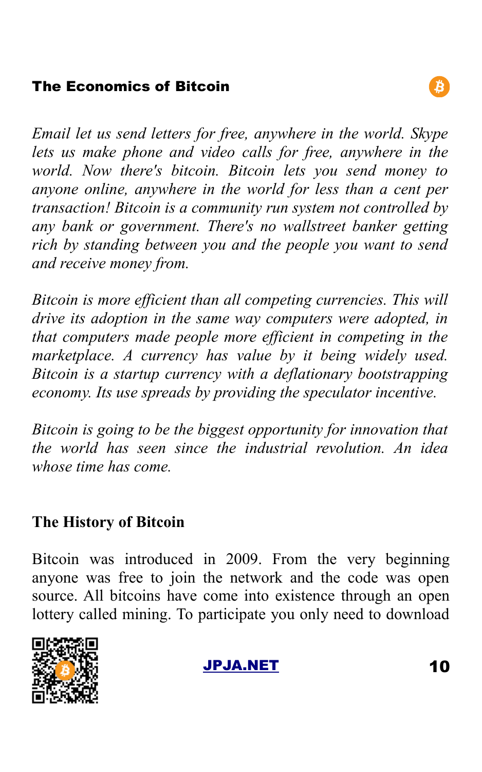## The Economics of Bitcoin

*Email let us send letters for free, anywhere in the world. Skype lets us make phone and video calls for free, anywhere in the world. Now there's bitcoin. Bitcoin lets you send money to anyone online, anywhere in the world for less than a cent per transaction! Bitcoin is a community run system not controlled by any bank or government. There's no wallstreet banker getting rich by standing between you and the people you want to send and receive money from.*

*Bitcoin is more efficient than all competing currencies. This will drive its adoption in the same way computers were adopted, in that computers made people more efficient in competing in the marketplace. A currency has value by it being widely used. Bitcoin is a startup currency with a deflationary bootstrapping economy. Its use spreads by providing the speculator incentive.*

*Bitcoin is going to be the biggest opportunity for innovation that the world has seen since the industrial revolution. An idea whose time has come.*

## The History of Bitcoin

Bitcoin was introduced in 2009. From the very beginning anyone was free to join the network and the code was open source. All bitcoins have come into existence through an open lottery called mining. To participate you only need to download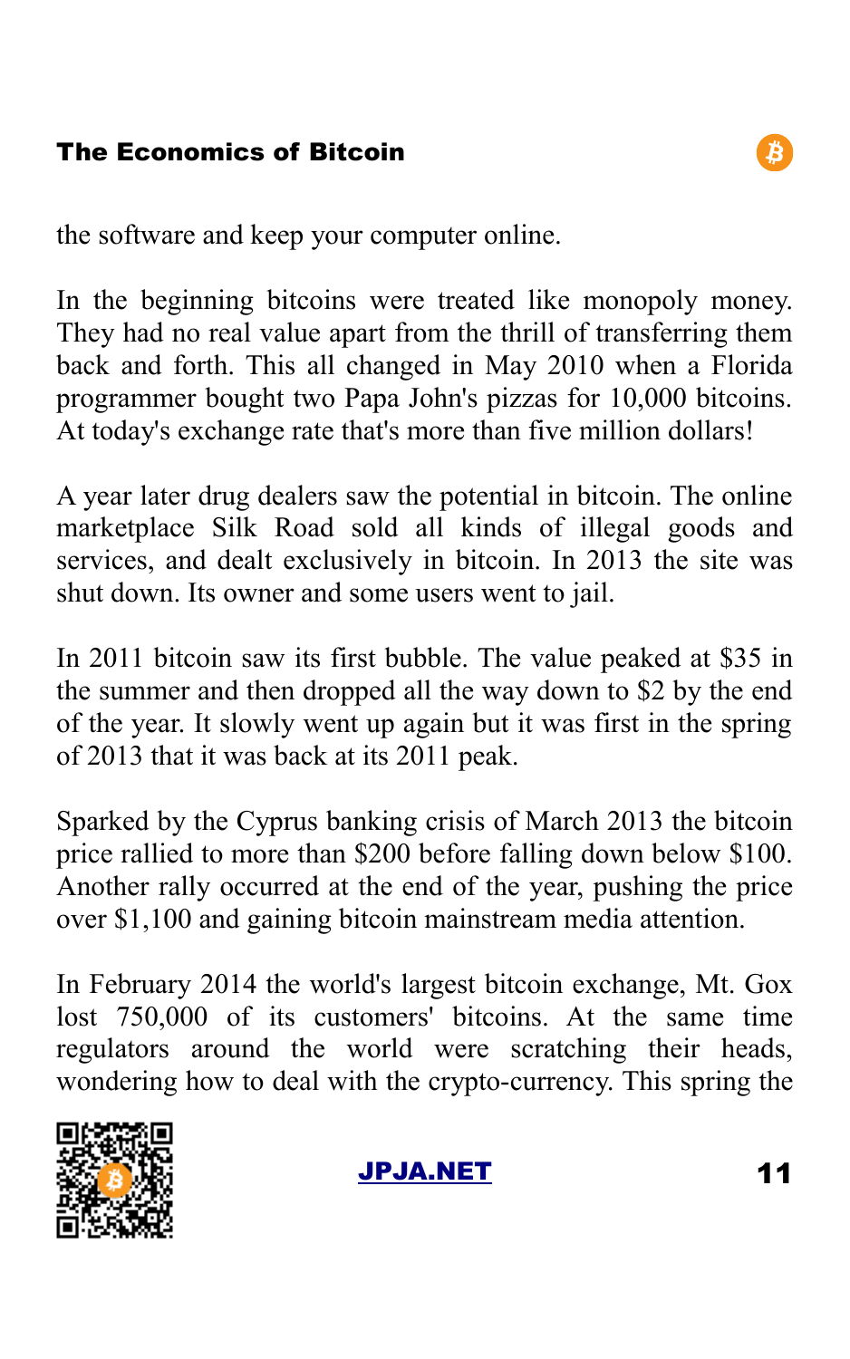the software and keep your computer online.

In the beginning bitcoins were treated like monopoly money. They had no real value apart from the thrill of transferring them back and forth. This all changed in May 2010 when a Florida programmer bought two Papa John's pizzas for 10,000 bitcoins. At today's exchange rate that's more than five million dollars!

A year later drug dealers saw the potential in bitcoin. The online marketplace Silk Road sold all kinds of illegal goods and services, and dealt exclusively in bitcoin. In 2013 the site was shut down. Its owner and some users went to jail.

In 2011 bitcoin saw its first bubble. The value peaked at $35 in the summer and then dropped all the way down to $2 by the end of the year. It slowly went up again but it was first in the spring of 2013 that it was back at its 2011 peak.

Sparked by the Cyprus banking crisis of March 2013 the bitcoin price rallied to more than $200 before falling down below $100. Another rally occurred at the end of the year, pushing the price over $1,100 and gaining bitcoin mainstream media attention.

In February 2014 the world's largest bitcoin exchange, Mt. Gox lost 750,000 of its customers' bitcoins. At the same time regulators around the world were scratching their heads, wondering how to deal with the crypto-currency. This spring the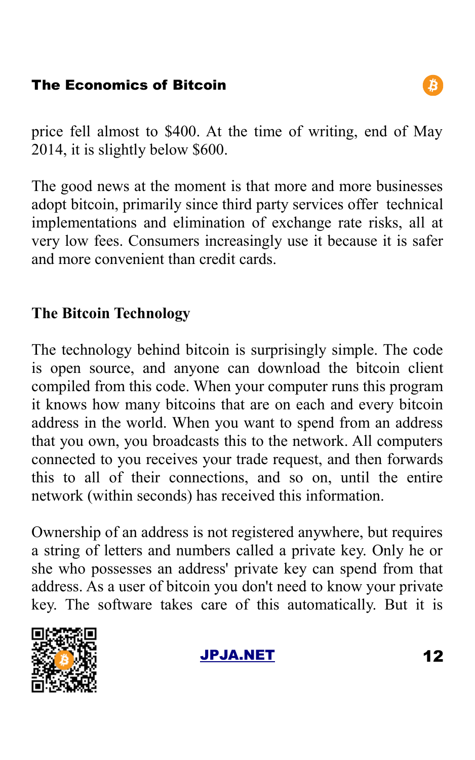price fell almost to $400. At the time of writing, end of May 2014, it is slightly below $600.

The good news at the moment is that more and more businesses adopt bitcoin, primarily since third party services offer technical implementations and elimination of exchange rate risks, all at very low fees. Consumers increasingly use it because it is safer and more convenient than credit cards.

## The Bitcoin Technology

The technology behind bitcoin is surprisingly simple. The code is open source, and anyone can download the bitcoin client compiled from this code. When your computer runs this program it knows how many bitcoins that are on each and every bitcoin address in the world. When you want to spend from an address that you own, you broadcasts this to the network. All computers connected to you receives your trade request, and then forwards this to all of their connections, and so on, until the entire network (within seconds) has received this information.

Ownership of an address is not registered anywhere, but requires a string of letters and numbers called a private key. Only he or she who possesses an address' private key can spend from that address. As a user of bitcoin you don't need to know your private key. The software takes care of this automatically. But it is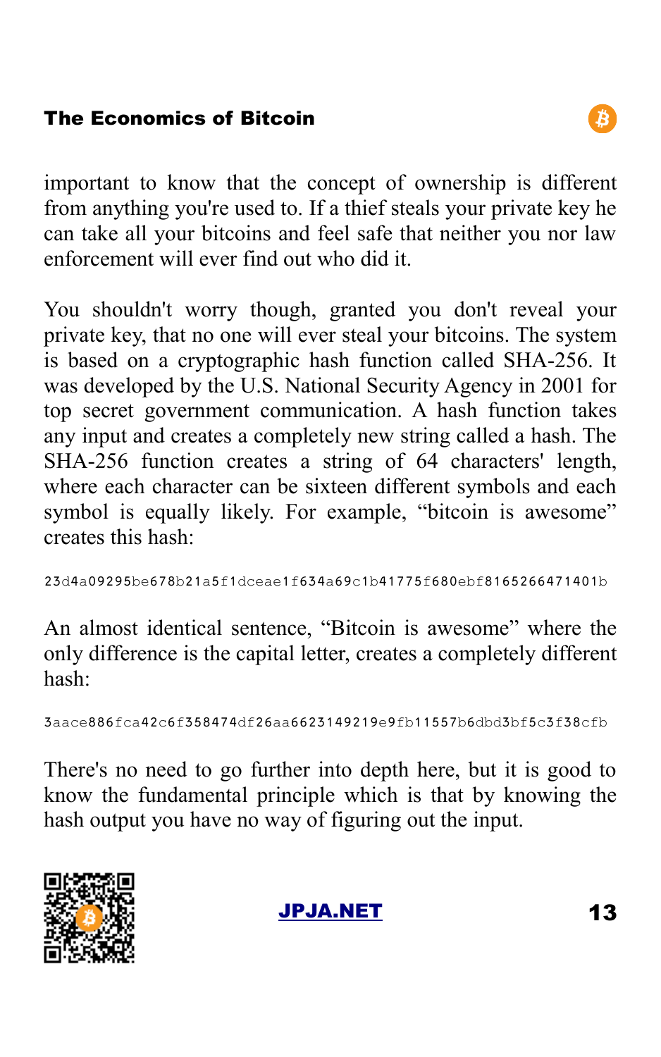important to know that the concept of ownership is different from anything you're used to. If a thief steals your private key he can take all your bitcoins and feel safe that neither you nor law enforcement will ever find out who did it.

You shouldn't worry though, granted you don't reveal your private key, that no one will ever steal your bitcoins. The system is based on a cryptographic hash function called SHA-256. It was developed by the U.S. National Security Agency in 2001 for top secret government communication. A hash function takes any input and creates a completely new string called a hash. The SHA-256 function creates a string of 64 characters' length, where each character can be sixteen different symbols and each symbol is equally likely. For example, “bitcoin is awesome” creates this hash:

```
23d4a09295be678b21a5f1dceae1f634a69c1b41775f680ebf8165266471401b
```

An almost identical sentence, “Bitcoin is awesome” where the only difference is the capital letter, creates a completely different hash:

```
3aace886fca42c6f358474df26aa6623149219e9fb11557b6dbd3bf5c3f38cfb
```

There's no need to go further into depth here, but it is good to know the fundamental principle which is that by knowing the hash output you have no way of figuring out the input.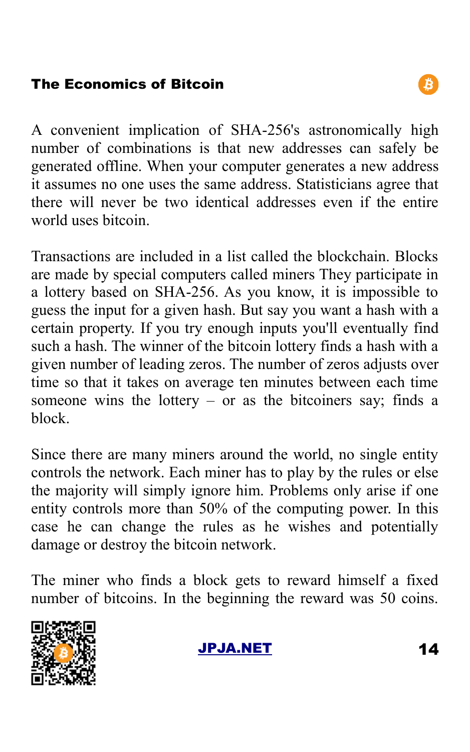A convenient implication of SHA-256's astronomically high number of combinations is that new addresses can safely be generated offline. When your computer generates a new address it assumes no one uses the same address. Statisticians agree that there will never be two identical addresses even if the entire world uses bitcoin.

Transactions are included in a list called the blockchain. Blocks are made by special computers called miners They participate in a lottery based on SHA-256. As you know, it is impossible to guess the input for a given hash. But say you want a hash with a certain property. If you try enough inputs you'll eventually find such a hash. The winner of the bitcoin lottery finds a hash with a given number of leading zeros. The number of zeros adjusts over time so that it takes on average ten minutes between each time someone wins the lottery – or as the bitcoiners say; finds a block.

Since there are many miners around the world, no single entity controls the network. Each miner has to play by the rules or else the majority will simply ignore him. Problems only arise if one entity controls more than 50% of the computing power. In this case he can change the rules as he wishes and potentially damage or destroy the bitcoin network.

The miner who finds a block gets to reward himself a fixed number of bitcoins. In the beginning the reward was 50 coins.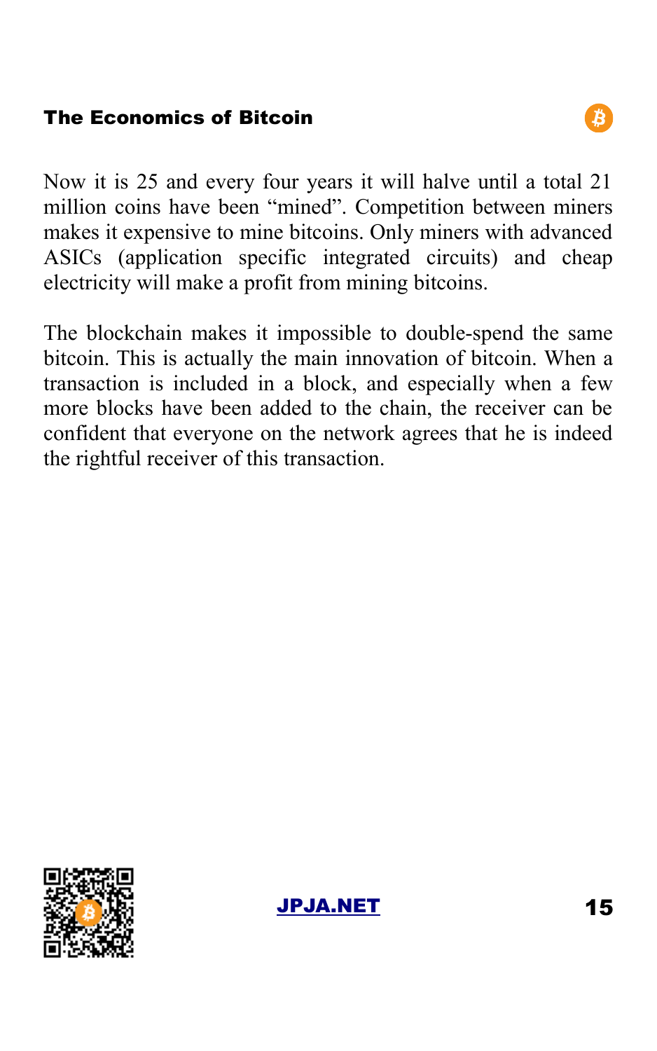Now it is 25 and every four years it will halve until a total 21 million coins have been “mined”. Competition between miners makes it expensive to mine bitcoins. Only miners with advanced ASICs (application specific integrated circuits) and cheap electricity will make a profit from mining bitcoins.

The blockchain makes it impossible to double-spend the same bitcoin. This is actually the main innovation of bitcoin. When a transaction is included in a block, and especially when a few more blocks have been added to the chain, the receiver can be confident that everyone on the network agrees that he is indeed the rightful receiver of this transaction.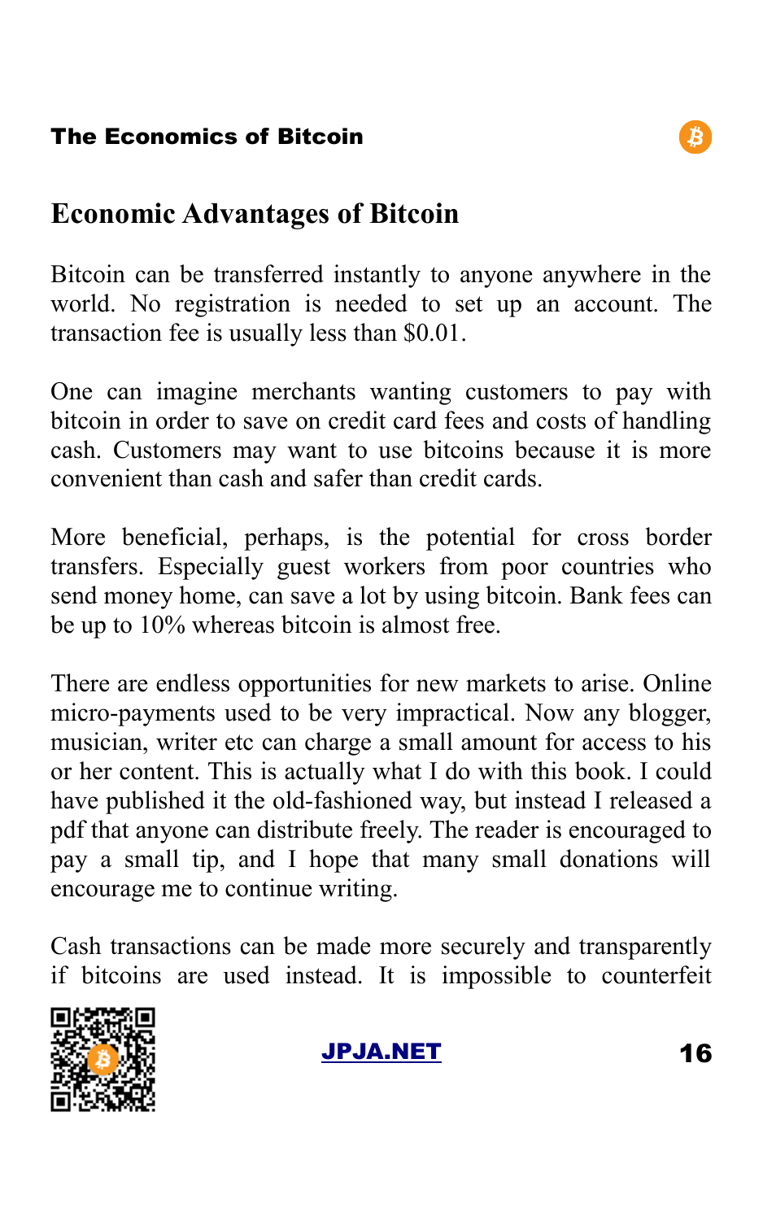## Economic Advantages of Bitcoin

Bitcoin can be transferred instantly to anyone anywhere in the world. No registration is needed to set up an account. The transaction fee is usually less than $0.01.

One can imagine merchants wanting customers to pay with bitcoin in order to save on credit card fees and costs of handling cash. Customers may want to use bitcoins because it is more convenient than cash and safer than credit cards.

More beneficial, perhaps, is the potential for cross border transfers. Especially guest workers from poor countries who send money home, can save a lot by using bitcoin. Bank fees can be up to 10% whereas bitcoin is almost free.

There are endless opportunities for new markets to arise. Online micro-payments used to be very impractical. Now any blogger, musician, writer etc can charge a small amount for access to his or her content. This is actually what I do with this book. I could have published it the old-fashioned way, but instead I released a pdf that anyone can distribute freely. The reader is encouraged to pay a small tip, and I hope that many small donations will encourage me to continue writing.

Cash transactions can be made more securely and transparently if bitcoins are used instead. It is impossible to counterfeit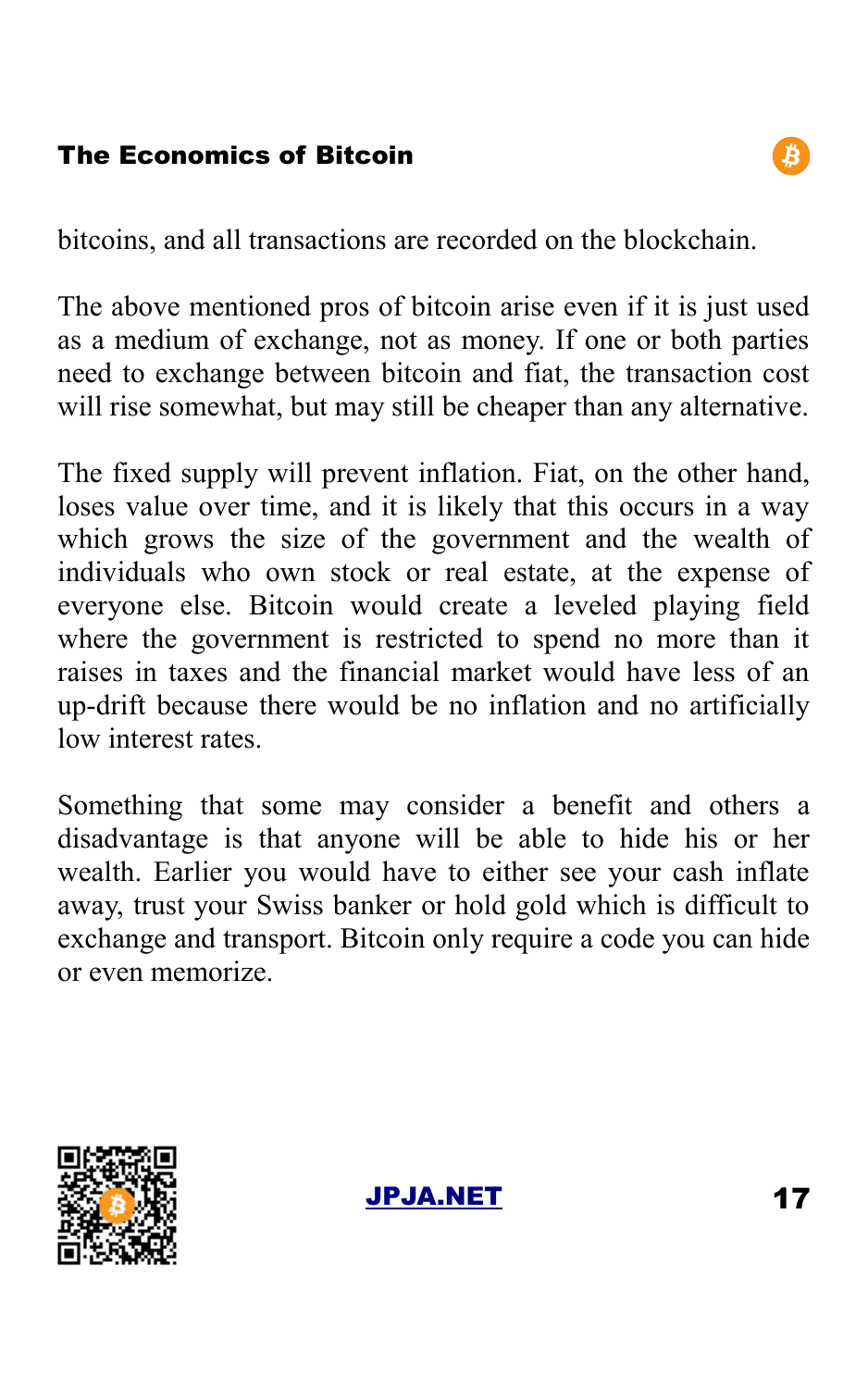bitcoins, and all transactions are recorded on the blockchain.

The above mentioned pros of bitcoin arise even if it is just used as a medium of exchange, not as money. If one or both parties need to exchange between bitcoin and fiat, the transaction cost will rise somewhat, but may still be cheaper than any alternative.

The fixed supply will prevent inflation. Fiat, on the other hand, loses value over time, and it is likely that this occurs in a way which grows the size of the government and the wealth of individuals who own stock or real estate, at the expense of everyone else. Bitcoin would create a leveled playing field where the government is restricted to spend no more than it raises in taxes and the financial market would have less of an up-drift because there would be no inflation and no artificially low interest rates.

Something that some may consider a benefit and others a disadvantage is that anyone will be able to hide his or her wealth. Earlier you would have to either see your cash inflate away, trust your Swiss banker or hold gold which is difficult to exchange and transport. Bitcoin only require a code you can hide or even memorize.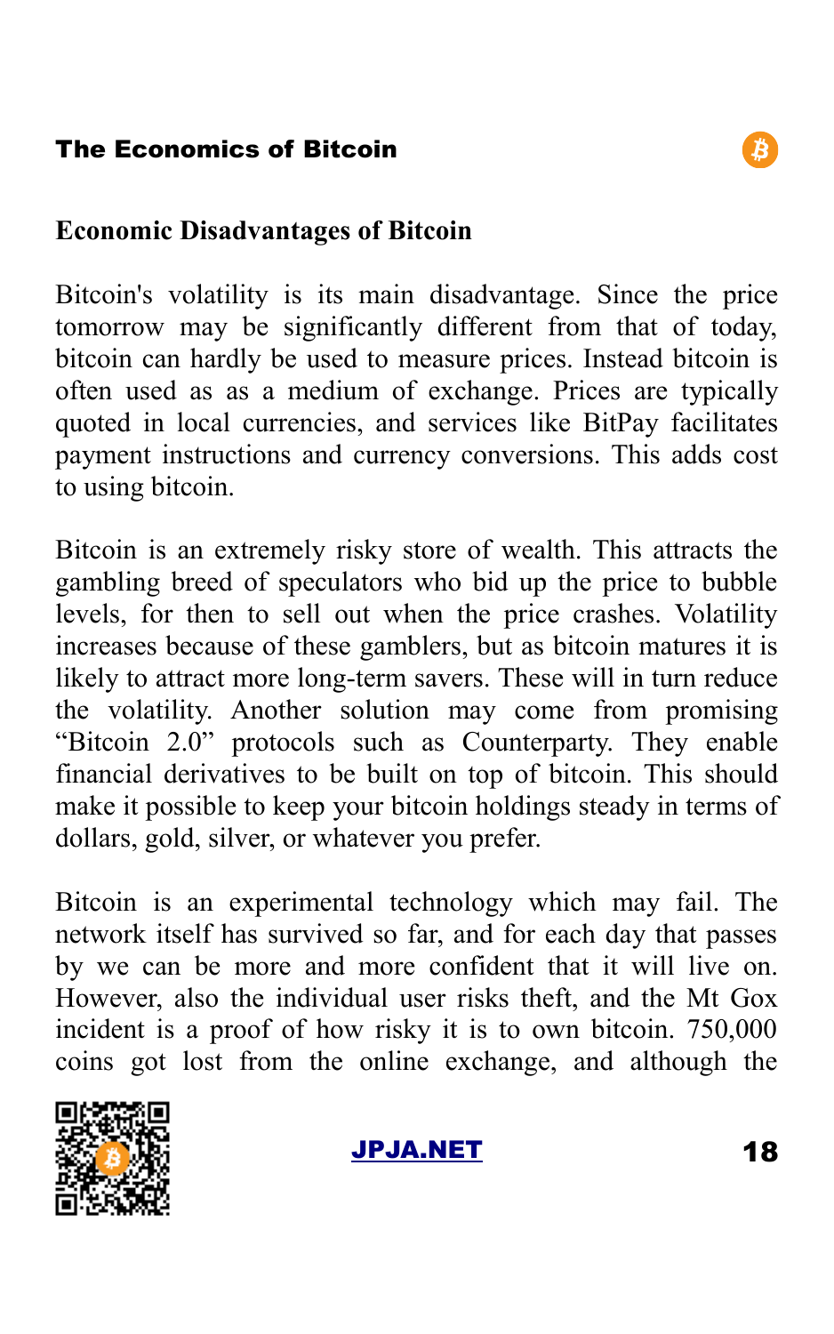## Economic Disadvantages of Bitcoin

Bitcoin's volatility is its main disadvantage. Since the price tomorrow may be significantly different from that of today, bitcoin can hardly be used to measure prices. Instead bitcoin is often used as as a medium of exchange. Prices are typically quoted in local currencies, and services like BitPay facilitates payment instructions and currency conversions. This adds cost to using bitcoin.

Bitcoin is an extremely risky store of wealth. This attracts the gambling breed of speculators who bid up the price to bubble levels, for then to sell out when the price crashes. Volatility increases because of these gamblers, but as bitcoin matures it is likely to attract more long-term savers. These will in turn reduce the volatility. Another solution may come from promising "Bitcoin 2.0" protocols such as Counterparty. They enable financial derivatives to be built on top of bitcoin. This should make it possible to keep your bitcoin holdings steady in terms of dollars, gold, silver, or whatever you prefer.

Bitcoin is an experimental technology which may fail. The network itself has survived so far, and for each day that passes by we can be more and more confident that it will live on. However, also the individual user risks theft, and the Mt Gox incident is a proof of how risky it is to own bitcoin. 750,000 coins got lost from the online exchange, and although the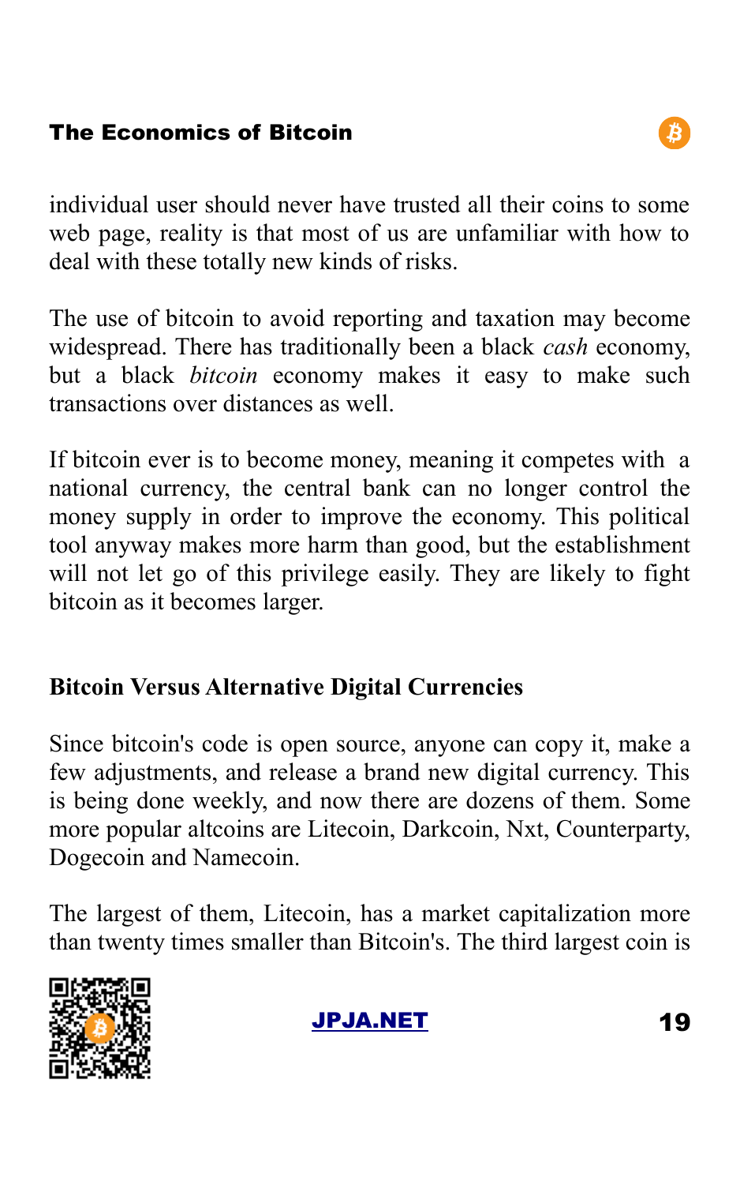individual user should never have trusted all their coins to some web page, reality is that most of us are unfamiliar with how to deal with these totally new kinds of risks.

The use of bitcoin to avoid reporting and taxation may become widespread. There has traditionally been a black *cash* economy, but a black *bitcoin* economy makes it easy to make such transactions over distances as well.

If bitcoin ever is to become money, meaning it competes with a national currency, the central bank can no longer control the money supply in order to improve the economy. This political tool anyway makes more harm than good, but the establishment will not let go of this privilege easily. They are likely to fight bitcoin as it becomes larger.

## Bitcoin Versus Alternative Digital Currencies

Since bitcoin's code is open source, anyone can copy it, make a few adjustments, and release a brand new digital currency. This is being done weekly, and now there are dozens of them. Some more popular altcoins are Litecoin, Darkcoin, Nxt, Counterparty, Dogecoin and Namecoin.

The largest of them, Litecoin, has a market capitalization more than twenty times smaller than Bitcoin's. The third largest coin is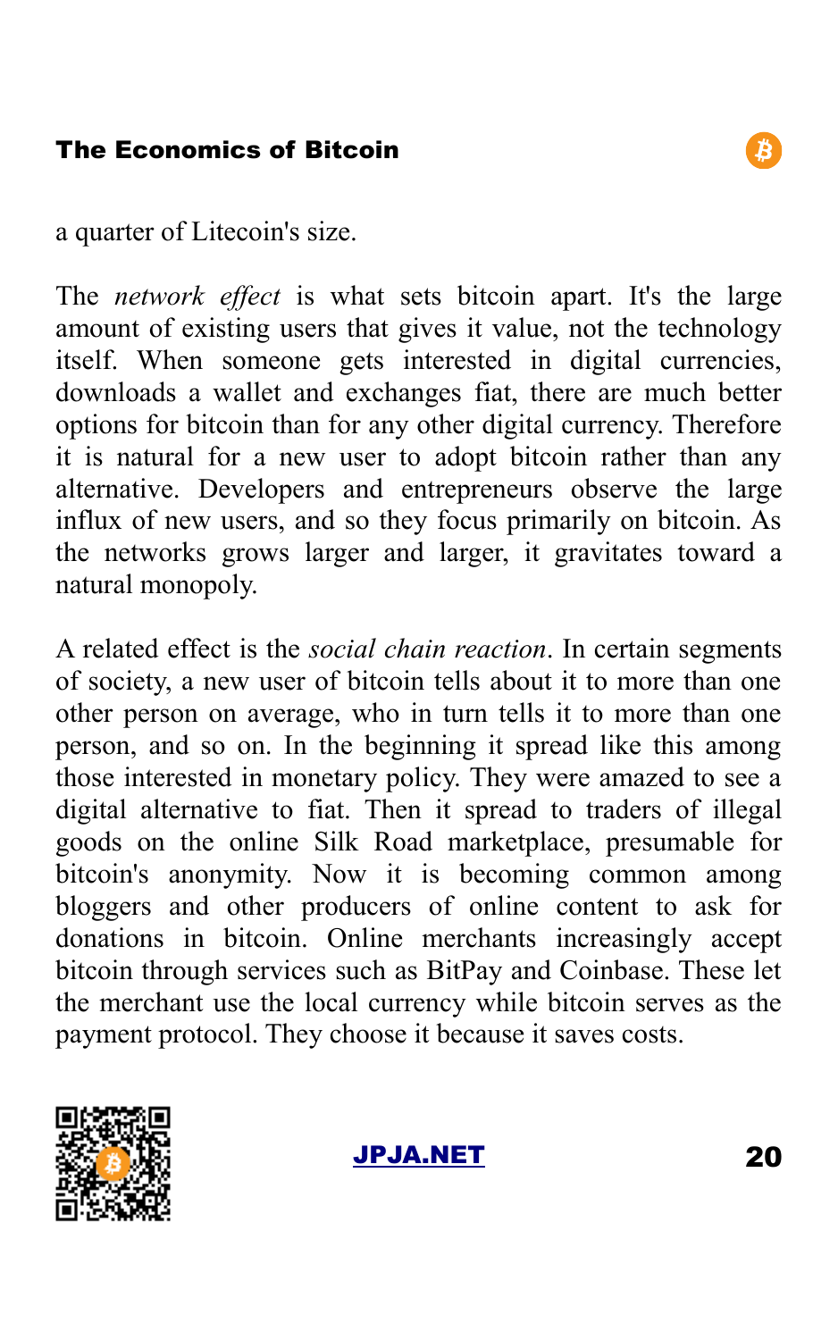a quarter of Litecoin's size.

The *network effect* is what sets bitcoin apart. It's the large amount of existing users that gives it value, not the technology itself. When someone gets interested in digital currencies, downloads a wallet and exchanges fiat, there are much better options for bitcoin than for any other digital currency. Therefore it is natural for a new user to adopt bitcoin rather than any alternative. Developers and entrepreneurs observe the large influx of new users, and so they focus primarily on bitcoin. As the networks grows larger and larger, it gravitates toward a natural monopoly.

A related effect is the *social chain reaction*. In certain segments of society, a new user of bitcoin tells about it to more than one other person on average, who in turn tells it to more than one person, and so on. In the beginning it spread like this among those interested in monetary policy. They were amazed to see a digital alternative to fiat. Then it spread to traders of illegal goods on the online Silk Road marketplace, presumable for bitcoin's anonymity. Now it is becoming common among bloggers and other producers of online content to ask for donations in bitcoin. Online merchants increasingly accept bitcoin through services such as BitPay and Coinbase. These let the merchant use the local currency while bitcoin serves as the payment protocol. They choose it because it saves costs.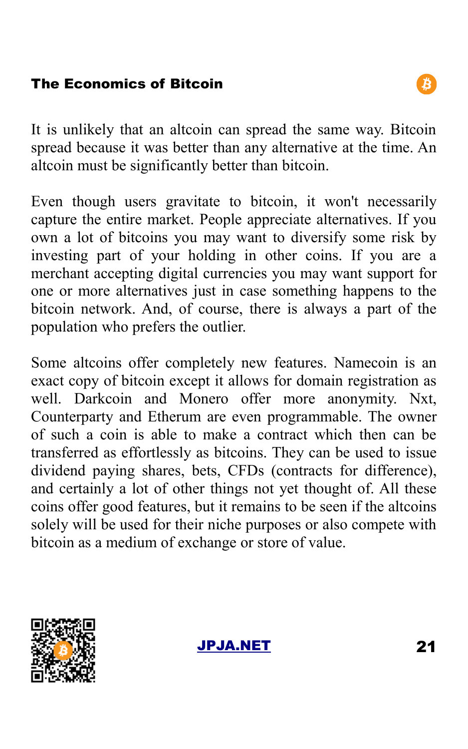It is unlikely that an altcoin can spread the same way. Bitcoin spread because it was better than any alternative at the time. An altcoin must be significantly better than bitcoin.

Even though users gravitate to bitcoin, it won't necessarily capture the entire market. People appreciate alternatives. If you own a lot of bitcoins you may want to diversify some risk by investing part of your holding in other coins. If you are a merchant accepting digital currencies you may want support for one or more alternatives just in case something happens to the bitcoin network. And, of course, there is always a part of the population who prefers the outlier.

Some altcoins offer completely new features. Namecoin is an exact copy of bitcoin except it allows for domain registration as well. Darkcoin and Monero offer more anonymity. Nxt, Counterparty and Etherum are even programmable. The owner of such a coin is able to make a contract which then can be transferred as effortlessly as bitcoins. They can be used to issue dividend paying shares, bets, CFDs (contracts for difference), and certainly a lot of other things not yet thought of. All these coins offer good features, but it remains to be seen if the altcoins solely will be used for their niche purposes or also compete with bitcoin as a medium of exchange or store of value.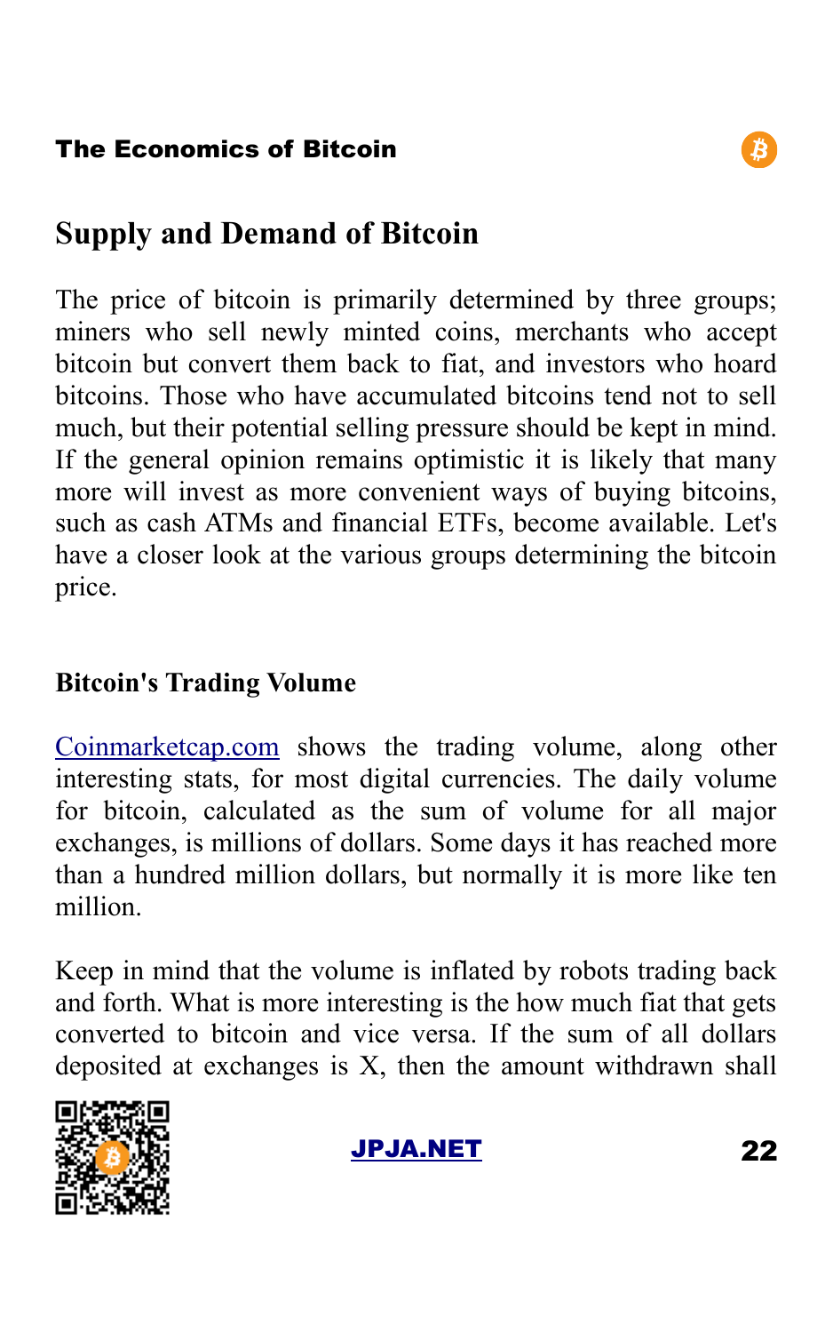## Supply and Demand of Bitcoin

The price of bitcoin is primarily determined by three groups; miners who sell newly minted coins, merchants who accept bitcoin but convert them back to fiat, and investors who hoard bitcoins. Those who have accumulated bitcoins tend not to sell much, but their potential selling pressure should be kept in mind. If the general opinion remains optimistic it is likely that many more will invest as more convenient ways of buying bitcoins, such as cash ATMs and financial ETFs, become available. Let's have a closer look at the various groups determining the bitcoin price.

### Bitcoin's Trading Volume

[Coinmarketcap.com](https://coinmarketcap.com) shows the trading volume, along other interesting stats, for most digital currencies. The daily volume for bitcoin, calculated as the sum of volume for all major exchanges, is millions of dollars. Some days it has reached more than a hundred million dollars, but normally it is more like ten million.

Keep in mind that the volume is inflated by robots trading back and forth. What is more interesting is the how much fiat that gets converted to bitcoin and vice versa. If the sum of all dollars deposited at exchanges is X, then the amount withdrawn shall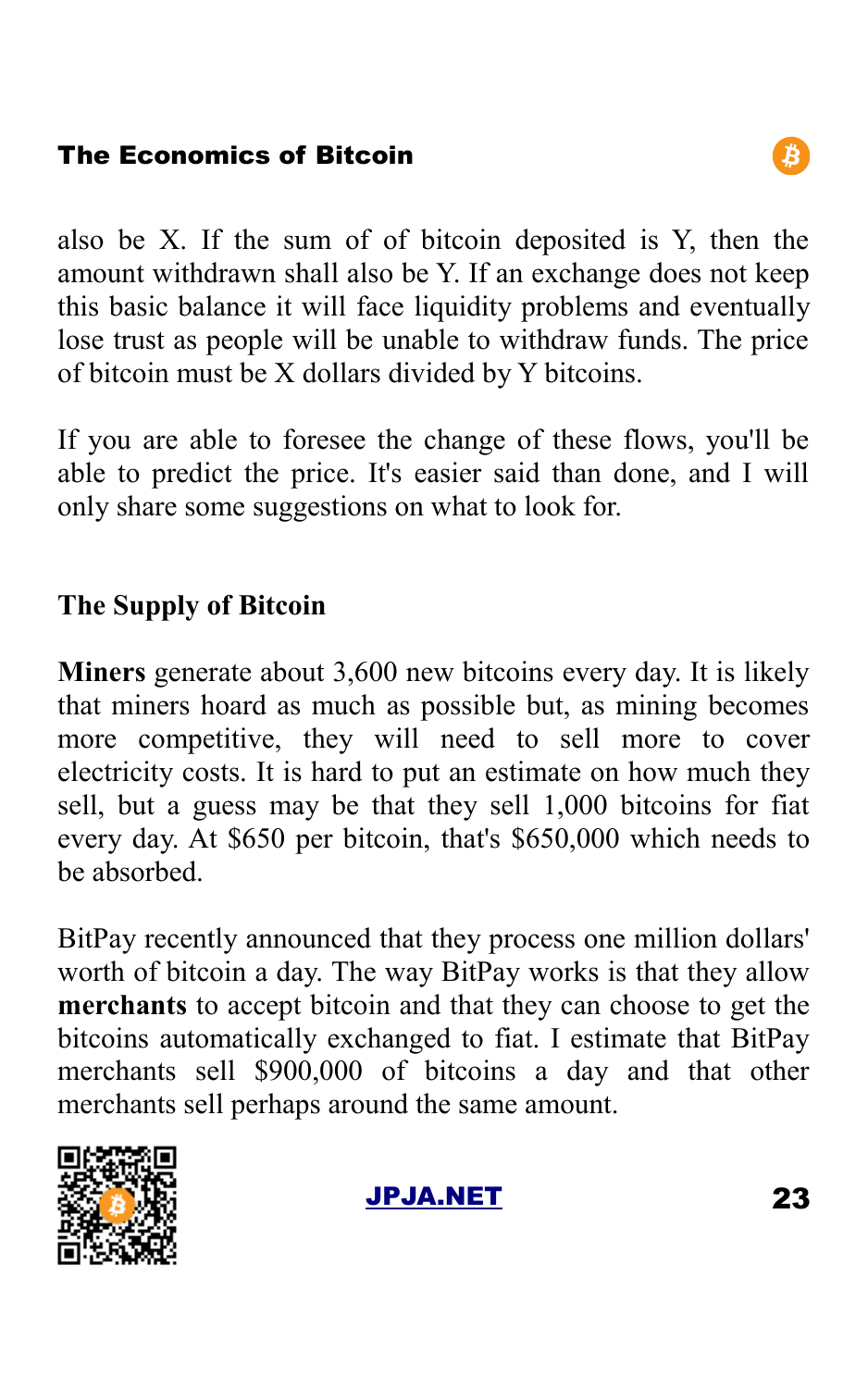also be X. If the sum of of bitcoin deposited is Y, then the amount withdrawn shall also be Y. If an exchange does not keep this basic balance it will face liquidity problems and eventually lose trust as people will be unable to withdraw funds. The price of bitcoin must be X dollars divided by Y bitcoins.

If you are able to foresee the change of these flows, you'll be able to predict the price. It's easier said than done, and I will only share some suggestions on what to look for.

### The Supply of Bitcoin

**Miners** generate about 3,600 new bitcoins every day. It is likely that miners hoard as much as possible but, as mining becomes more competitive, they will need to sell more to cover electricity costs. It is hard to put an estimate on how much they sell, but a guess may be that they sell 1,000 bitcoins for fiat every day. At $650 per bitcoin, that's $650,000 which needs to be absorbed.

BitPay recently announced that they process one million dollars' worth of bitcoin a day. The way BitPay works is that they allow **merchants** to accept bitcoin and that they can choose to get the bitcoins automatically exchanged to fiat. I estimate that BitPay merchants sell $900,000 of bitcoins a day and that other merchants sell perhaps around the same amount.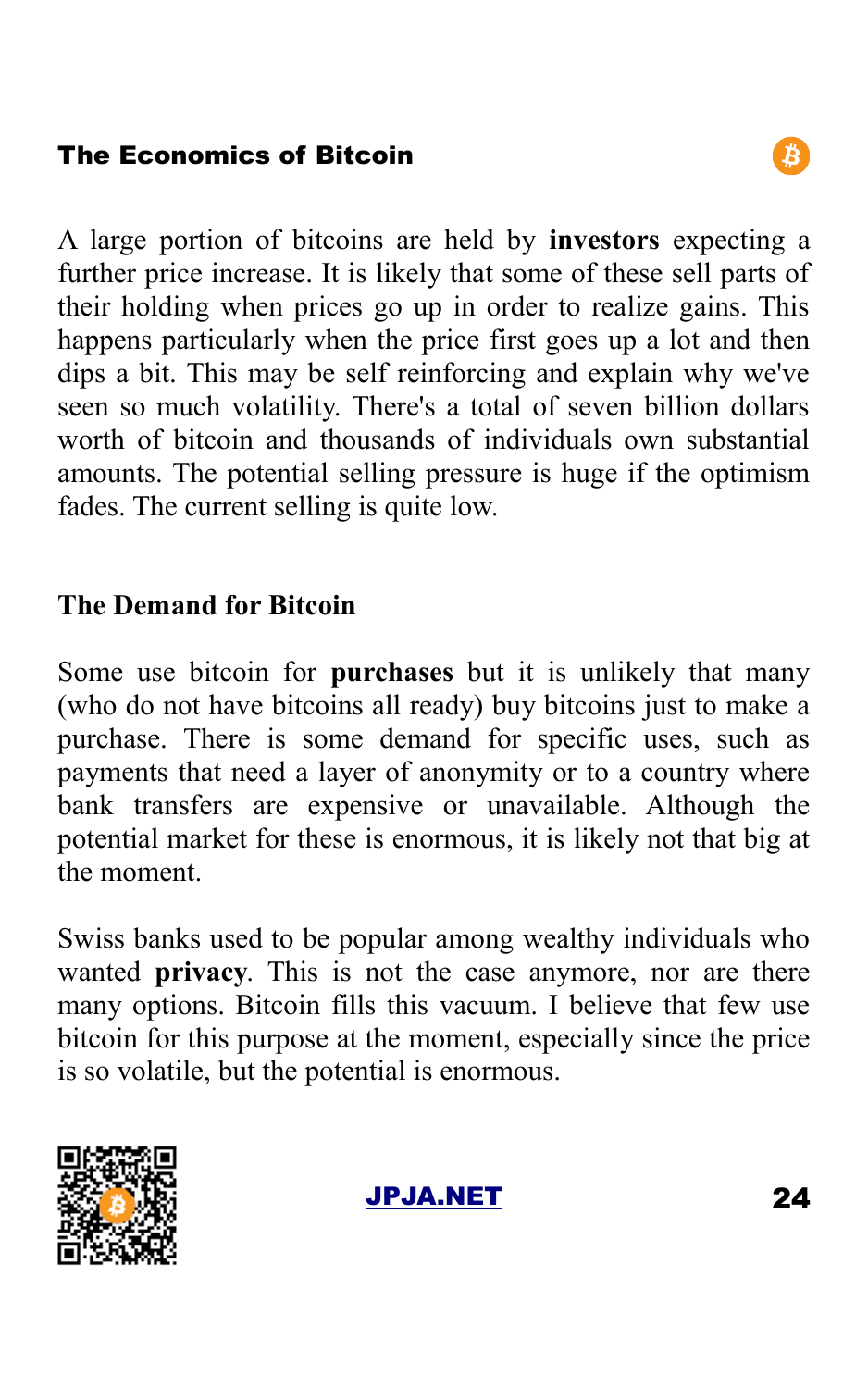A large portion of bitcoins are held by **investors** expecting a further price increase. It is likely that some of these sell parts of their holding when prices go up in order to realize gains. This happens particularly when the price first goes up a lot and then dips a bit. This may be self reinforcing and explain why we've seen so much volatility. There's a total of seven billion dollars worth of bitcoin and thousands of individuals own substantial amounts. The potential selling pressure is huge if the optimism fades. The current selling is quite low.

## The Demand for Bitcoin

Some use bitcoin for **purchases** but it is unlikely that many (who do not have bitcoins all ready) buy bitcoins just to make a purchase. There is some demand for specific uses, such as payments that need a layer of anonymity or to a country where bank transfers are expensive or unavailable. Although the potential market for these is enormous, it is likely not that big at the moment.

Swiss banks used to be popular among wealthy individuals who wanted **privacy**. This is not the case anymore, nor are there many options. Bitcoin fills this vacuum. I believe that few use bitcoin for this purpose at the moment, especially since the price is so volatile, but the potential is enormous.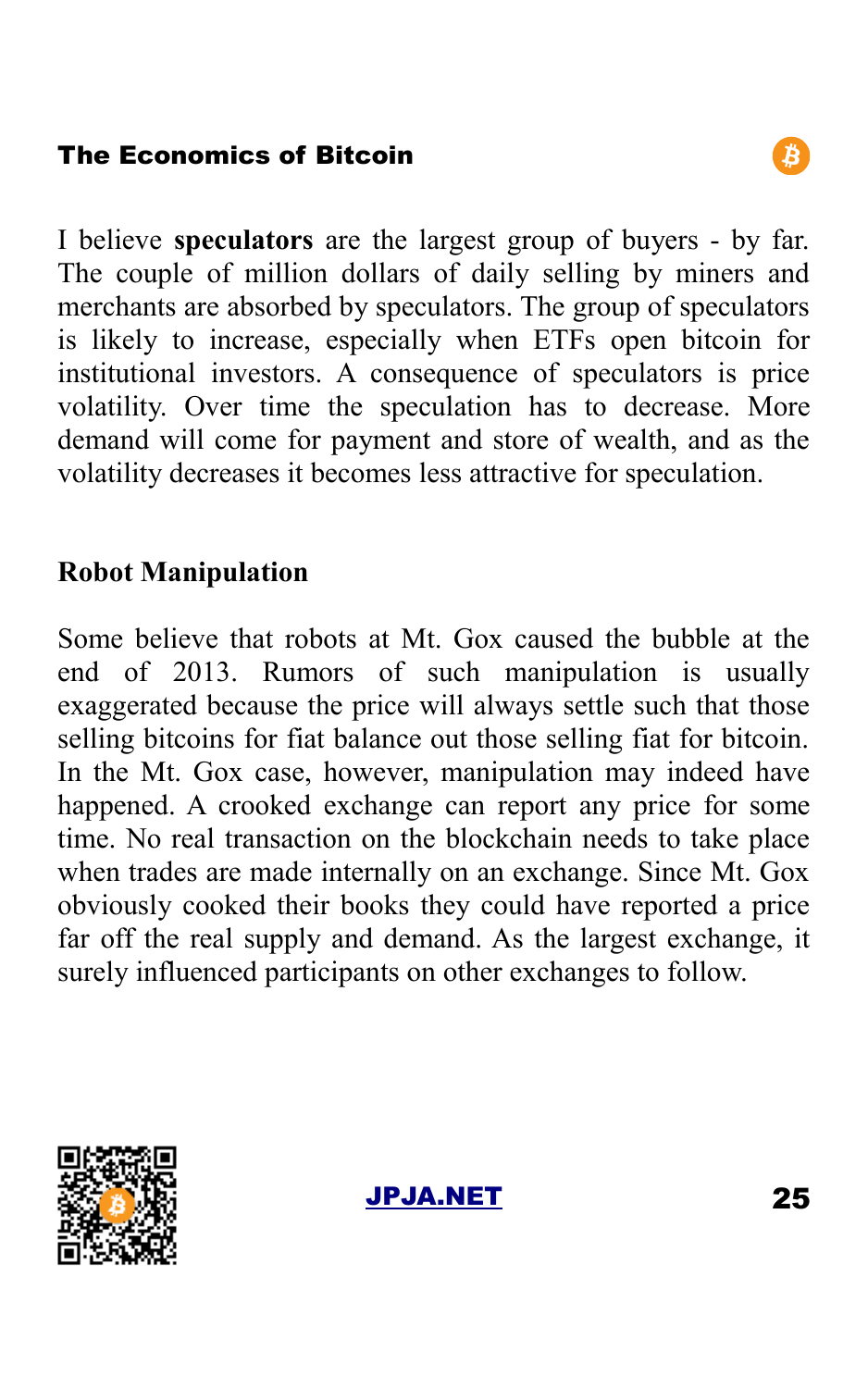I believe **speculators** are the largest group of buyers - by far. The couple of million dollars of daily selling by miners and merchants are absorbed by speculators. The group of speculators is likely to increase, especially when ETFs open bitcoin for institutional investors. A consequence of speculators is price volatility. Over time the speculation has to decrease. More demand will come for payment and store of wealth, and as the volatility decreases it becomes less attractive for speculation.

## Robot Manipulation

Some believe that robots at Mt. Gox caused the bubble at the end of 2013. Rumors of such manipulation is usually exaggerated because the price will always settle such that those selling bitcoins for fiat balance out those selling fiat for bitcoin. In the Mt. Gox case, however, manipulation may indeed have happened. A crooked exchange can report any price for some time. No real transaction on the blockchain needs to take place when trades are made internally on an exchange. Since Mt. Gox obviously cooked their books they could have reported a price far off the real supply and demand. As the largest exchange, it surely influenced participants on other exchanges to follow.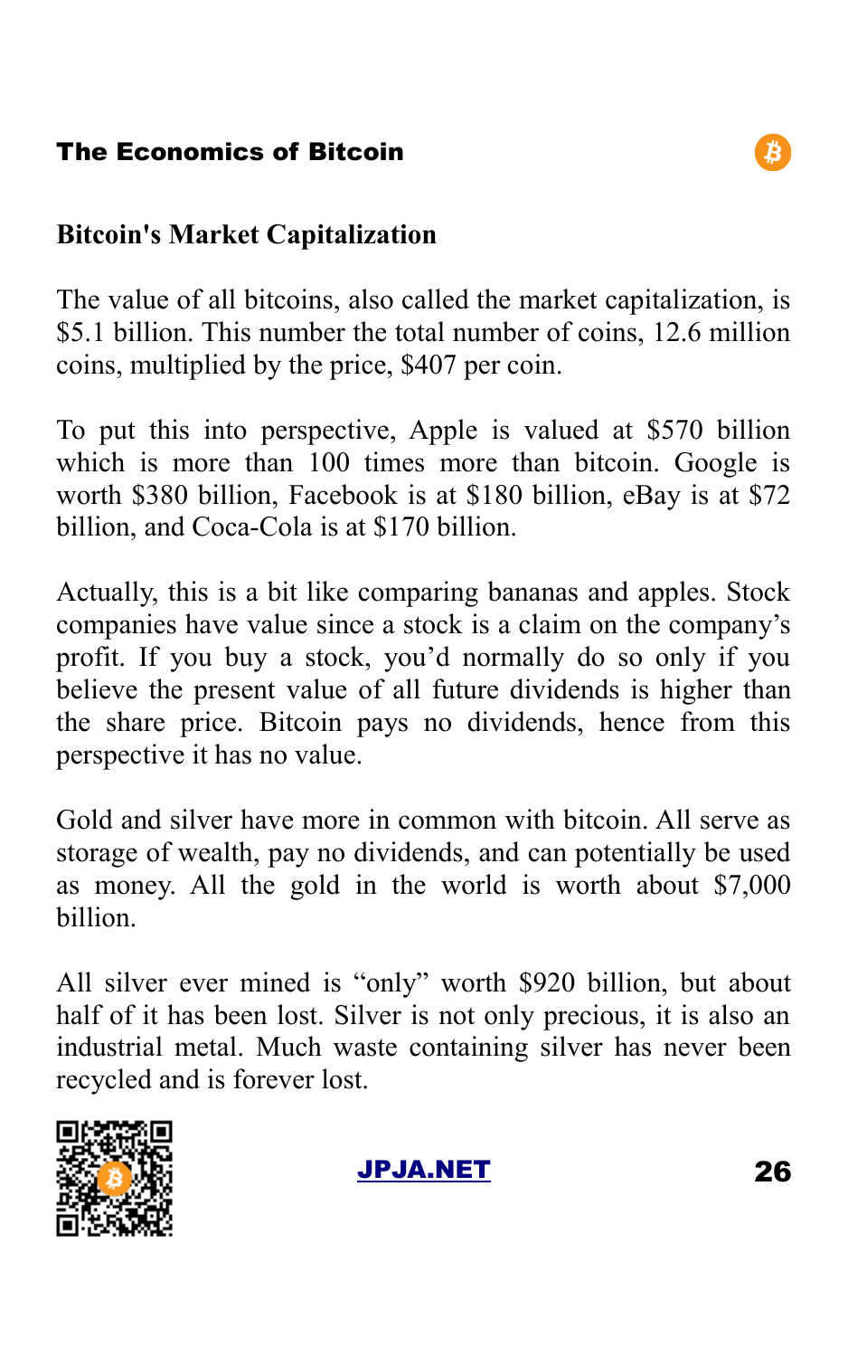## Bitcoin's Market Capitalization

The value of all bitcoins, also called the market capitalization, is $5.1 billion. This number the total number of coins, 12.6 million coins, multiplied by the price, $407 per coin.

To put this into perspective, Apple is valued at $570 billion which is more than 100 times more than bitcoin. Google is worth $380 billion, Facebook is at $180 billion, eBay is at $72 billion, and Coca-Cola is at $170 billion.

Actually, this is a bit like comparing bananas and apples. Stock companies have value since a stock is a claim on the company's profit. If you buy a stock, you'd normally do so only if you believe the present value of all future dividends is higher than the share price. Bitcoin pays no dividends, hence from this perspective it has no value.

Gold and silver have more in common with bitcoin. All serve as storage of wealth, pay no dividends, and can potentially be used as money. All the gold in the world is worth about $7,000 billion.

All silver ever mined is "only" worth $920 billion, but about half of it has been lost. Silver is not only precious, it is also an industrial metal. Much waste containing silver has never been recycled and is forever lost.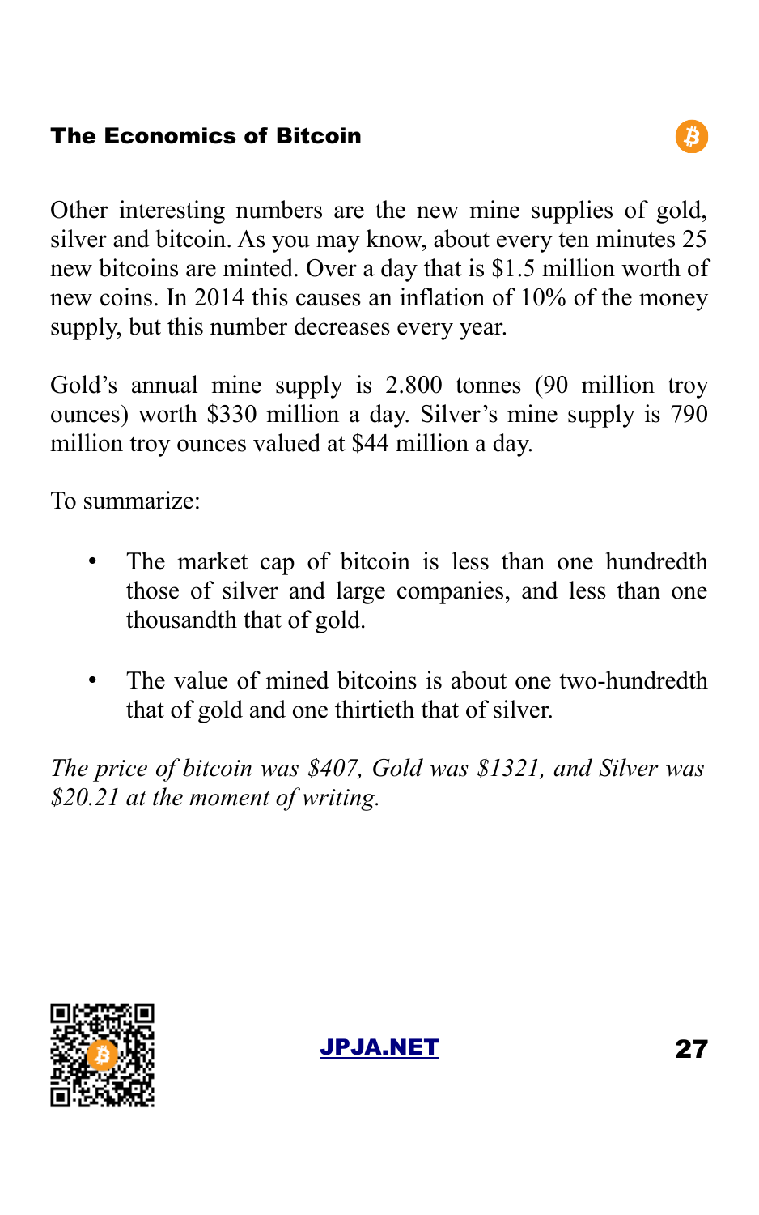Other interesting numbers are the new mine supplies of gold, silver and bitcoin. As you may know, about every ten minutes 25 new bitcoins are minted. Over a day that is $1.5 million worth of new coins. In 2014 this causes an inflation of 10% of the money supply, but this number decreases every year.

Gold's annual mine supply is 2.800 tonnes (90 million troy ounces) worth $330 million a day. Silver's mine supply is 790 million troy ounces valued at $44 million a day.

To summarize:

- The market cap of bitcoin is less than one hundredth those of silver and large companies, and less than one thousandth that of gold.

- The value of mined bitcoins is about one two-hundredth that of gold and one thirtieth that of silver.

*The price of bitcoin was $407, Gold was $1321, and Silver was $20.21 at the moment of writing.*

[JPJA.NET](http://JPJA.NET)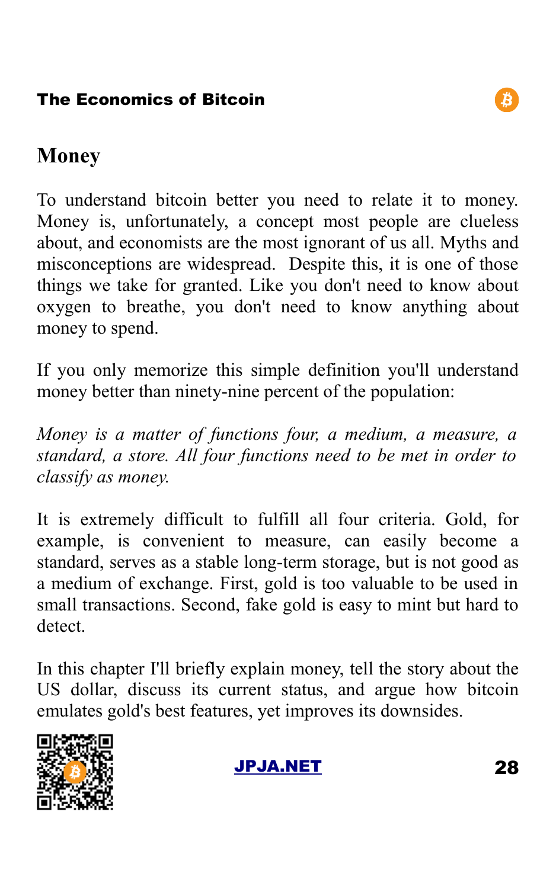## Money

To understand bitcoin better you need to relate it to money. Money is, unfortunately, a concept most people are clueless about, and economists are the most ignorant of us all. Myths and misconceptions are widespread. Despite this, it is one of those things we take for granted. Like you don't need to know about oxygen to breathe, you don't need to know anything about money to spend.

If you only memorize this simple definition you'll understand money better than ninety-nine percent of the population:

*Money is a matter of functions four, a medium, a measure, a standard, a store. All four functions need to be met in order to classify as money.*

It is extremely difficult to fulfill all four criteria. Gold, for example, is convenient to measure, can easily become a standard, serves as a stable long-term storage, but is not good as a medium of exchange. First, gold is too valuable to be used in small transactions. Second, fake gold is easy to mint but hard to detect.

In this chapter I'll briefly explain money, tell the story about the US dollar, discuss its current status, and argue how bitcoin emulates gold's best features, yet improves its downsides.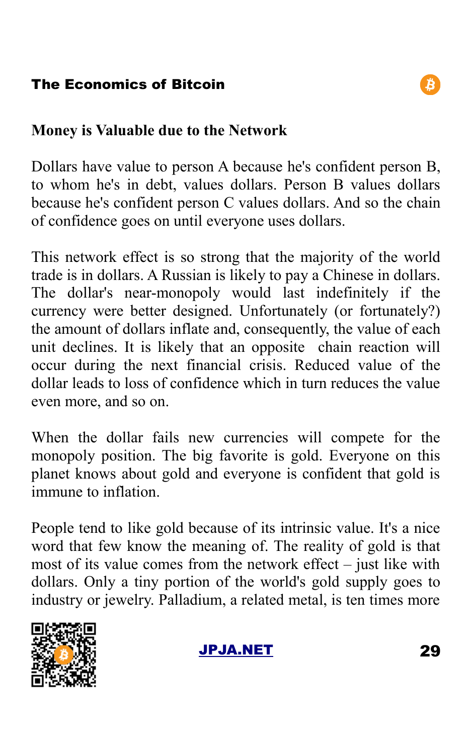## Money is Valuable due to the Network

Dollars have value to person A because he's confident person B, to whom he's in debt, values dollars. Person B values dollars because he's confident person C values dollars. And so the chain of confidence goes on until everyone uses dollars.

This network effect is so strong that the majority of the world trade is in dollars. A Russian is likely to pay a Chinese in dollars. The dollar's near-monopoly would last indefinitely if the currency were better designed. Unfortunately (or fortunately?) the amount of dollars inflate and, consequently, the value of each unit declines. It is likely that an opposite chain reaction will occur during the next financial crisis. Reduced value of the dollar leads to loss of confidence which in turn reduces the value even more, and so on.

When the dollar fails new currencies will compete for the monopoly position. The big favorite is gold. Everyone on this planet knows about gold and everyone is confident that gold is immune to inflation.

People tend to like gold because of its intrinsic value. It's a nice word that few know the meaning of. The reality of gold is that most of its value comes from the network effect – just like with dollars. Only a tiny portion of the world's gold supply goes to industry or jewelry. Palladium, a related metal, is ten times more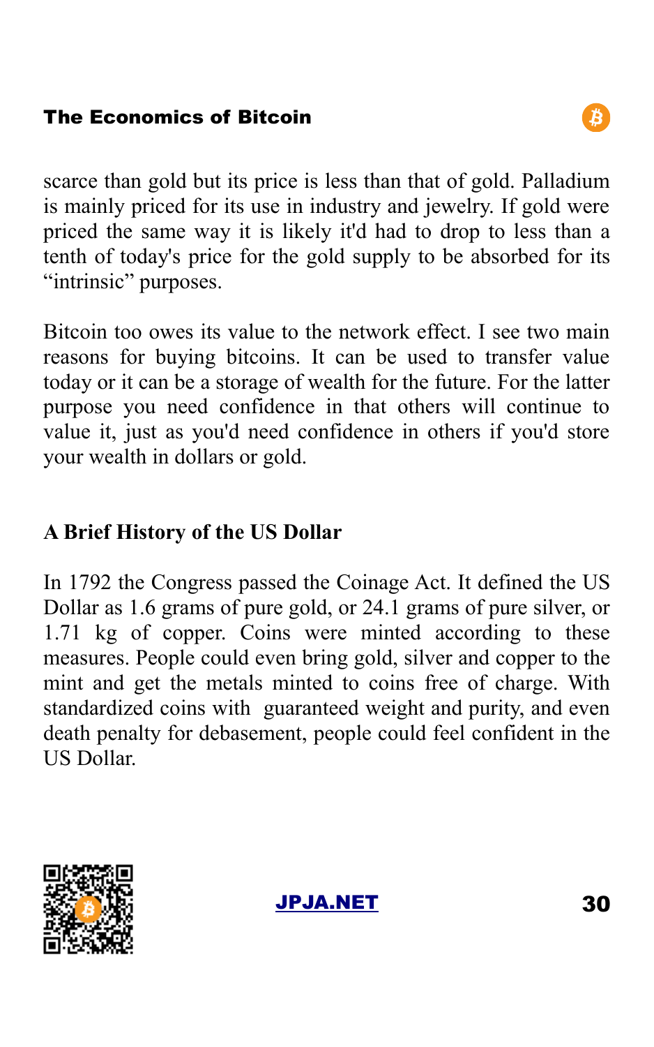scarce than gold but its price is less than that of gold. Palladium is mainly priced for its use in industry and jewelry. If gold were priced the same way it is likely it'd had to drop to less than a tenth of today's price for the gold supply to be absorbed for its “intrinsic” purposes.

Bitcoin too owes its value to the network effect. I see two main reasons for buying bitcoins. It can be used to transfer value today or it can be a storage of wealth for the future. For the latter purpose you need confidence in that others will continue to value it, just as you'd need confidence in others if you'd store your wealth in dollars or gold.

## A Brief History of the US Dollar

In 1792 the Congress passed the Coinage Act. It defined the US Dollar as 1.6 grams of pure gold, or 24.1 grams of pure silver, or 1.71 kg of copper. Coins were minted according to these measures. People could even bring gold, silver and copper to the mint and get the metals minted to coins free of charge. With standardized coins with guaranteed weight and purity, and even death penalty for debasement, people could feel confident in the US Dollar.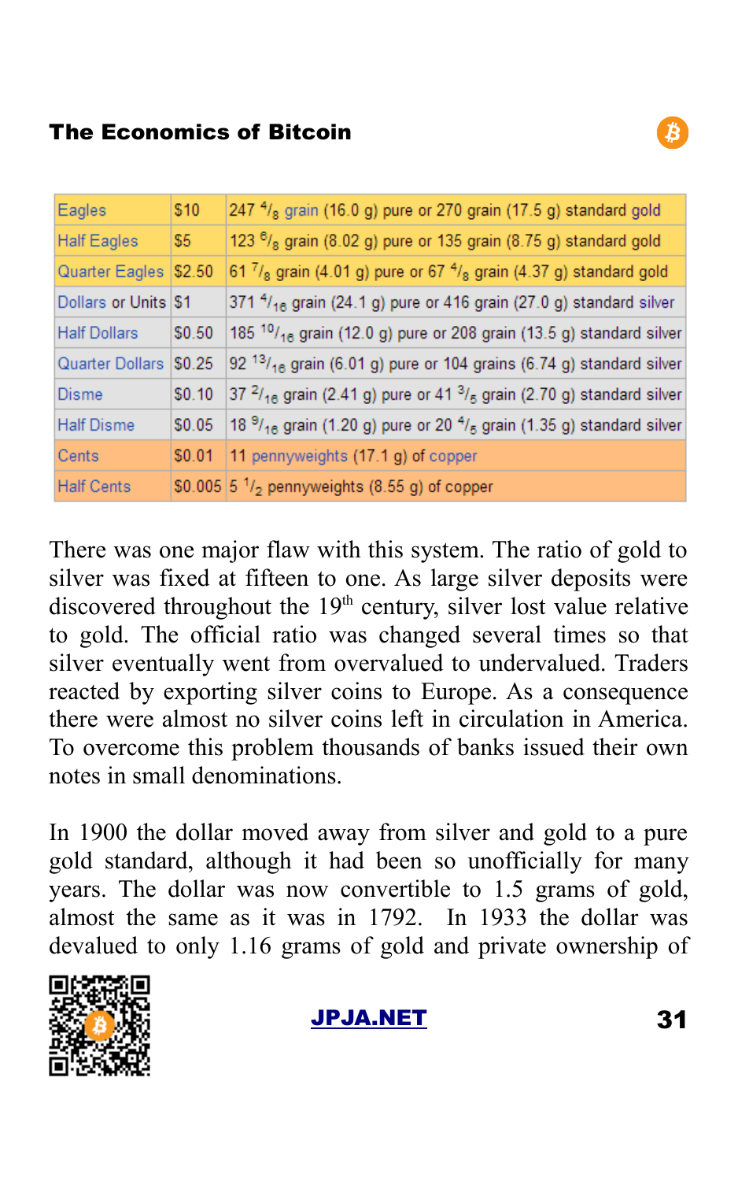| Eagles | $10 | 247 $^{4}/_{8}$ grain (16.0 g) pure or 270 grain (17.5 g) standard gold |
|---|---|---|
| Half Eagles | $5 | 123 $^{6}/_{8}$ grain (8.02 g) pure or 135 grain (8.75 g) standard gold |
| Quarter Eagles | $2.50 | 61 $^{7}/_{8}$ grain (4.01 g) pure or 67 $^{4}/_{8}$ grain (4.37 g) standard gold |
| Dollars or Units | $1 | 371 $^{4}/_{16}$ grain (24.1 g) pure or 416 grain (27.0 g) standard silver |
| Half Dollars | $0.50 | 185 $^{10}/_{16}$ grain (12.0 g) pure or 208 grain (13.5 g) standard silver |
| Quarter Dollars | $0.25 | 92 $^{13}/_{16}$ grain (6.01 g) pure or 104 grains (6.74 g) standard silver |
| Disme | $0.10 | 37 $^{2}/_{16}$ grain (2.41 g) pure or 41 $^{3}/_{5}$ grain (2.70 g) standard silver |
| Half Disme | $0.05 | 18 $^{9}/_{16}$ grain (1.20 g) pure or 20 $^{4}/_{5}$ grain (1.35 g) standard silver |
| Cents | $0.01 | 11 pennyweights (17.1 g) of copper |
| Half Cents | $0.005 | 5 $^{1}/_{2}$ pennyweights (8.55 g) of copper |

There was one major flaw with this system. The ratio of gold to silver was fixed at fifteen to one. As large silver deposits were discovered throughout the 19th century, silver lost value relative to gold. The official ratio was changed several times so that silver eventually went from overvalued to undervalued. Traders reacted by exporting silver coins to Europe. As a consequence there were almost no silver coins left in circulation in America. To overcome this problem thousands of banks issued their own notes in small denominations.

In 1900 the dollar moved away from silver and gold to a pure gold standard, although it had been so unofficially for many years. The dollar was now convertible to 1.5 grams of gold, almost the same as it was in 1792. In 1933 the dollar was devalued to only 1.16 grams of gold and private ownership of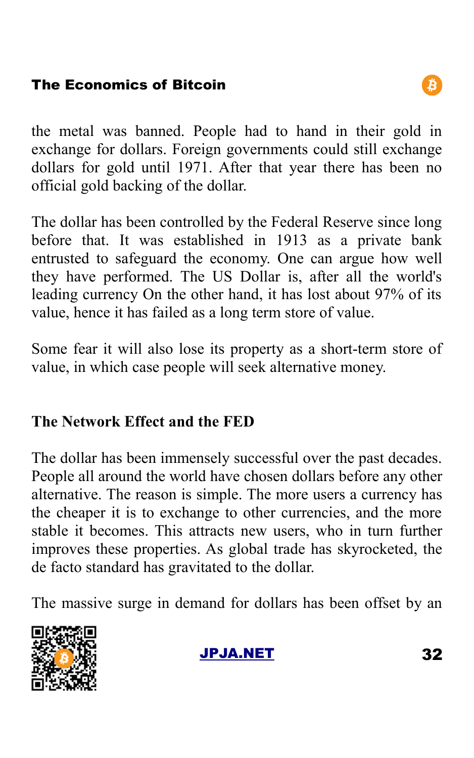the metal was banned. People had to hand in their gold in exchange for dollars. Foreign governments could still exchange dollars for gold until 1971. After that year there has been no official gold backing of the dollar.

The dollar has been controlled by the Federal Reserve since long before that. It was established in 1913 as a private bank entrusted to safeguard the economy. One can argue how well they have performed. The US Dollar is, after all the world's leading currency On the other hand, it has lost about 97% of its value, hence it has failed as a long term store of value.

Some fear it will also lose its property as a short-term store of value, in which case people will seek alternative money.

### The Network Effect and the FED

The dollar has been immensely successful over the past decades. People all around the world have chosen dollars before any other alternative. The reason is simple. The more users a currency has the cheaper it is to exchange to other currencies, and the more stable it becomes. This attracts new users, who in turn further improves these properties. As global trade has skyrocketed, the de facto standard has gravitated to the dollar.

The massive surge in demand for dollars has been offset by an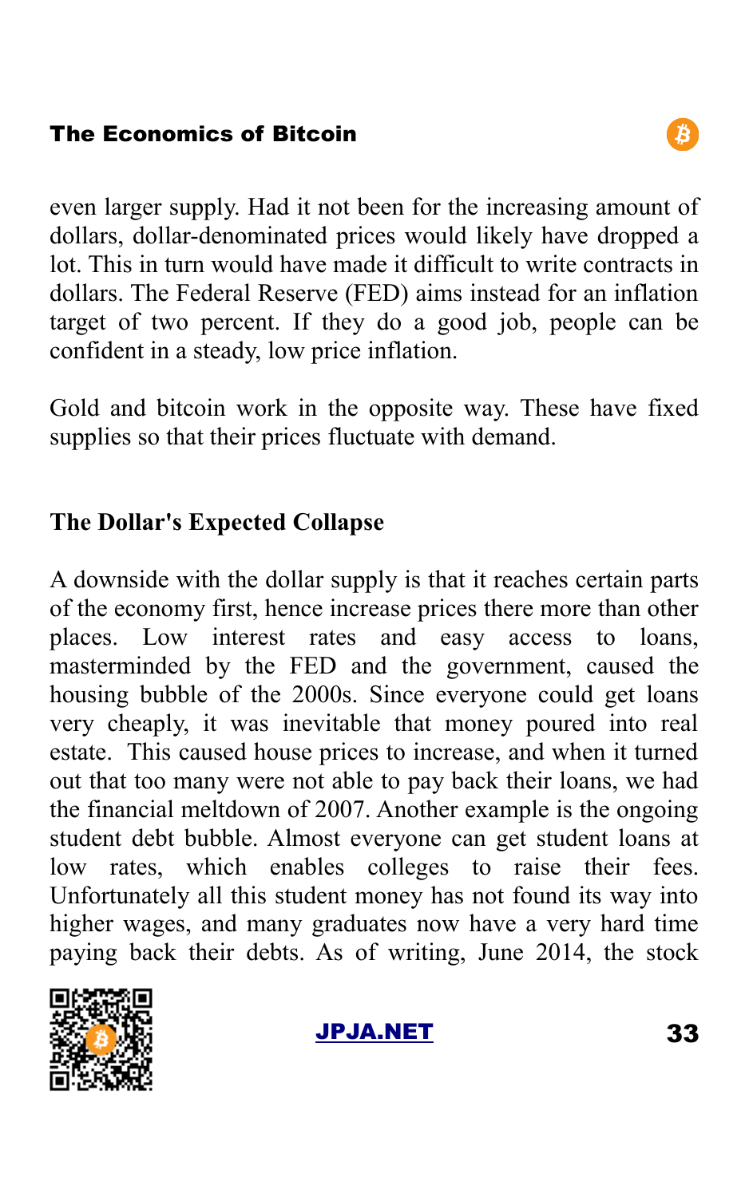even larger supply. Had it not been for the increasing amount of dollars, dollar-denominated prices would likely have dropped a lot. This in turn would have made it difficult to write contracts in dollars. The Federal Reserve (FED) aims instead for an inflation target of two percent. If they do a good job, people can be confident in a steady, low price inflation.

Gold and bitcoin work in the opposite way. These have fixed supplies so that their prices fluctuate with demand.

## The Dollar's Expected Collapse

A downside with the dollar supply is that it reaches certain parts of the economy first, hence increase prices there more than other places. Low interest rates and easy access to loans, masterminded by the FED and the government, caused the housing bubble of the 2000s. Since everyone could get loans very cheaply, it was inevitable that money poured into real estate. This caused house prices to increase, and when it turned out that too many were not able to pay back their loans, we had the financial meltdown of 2007. Another example is the ongoing student debt bubble. Almost everyone can get student loans at low rates, which enables colleges to raise their fees. Unfortunately all this student money has not found its way into higher wages, and many graduates now have a very hard time paying back their debts. As of writing, June 2014, the stock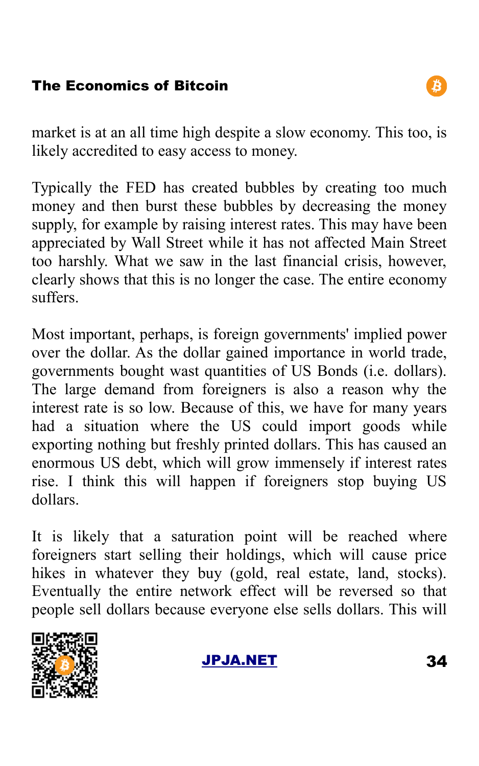market is at an all time high despite a slow economy. This too, is likely accredited to easy access to money.

Typically the FED has created bubbles by creating too much money and then burst these bubbles by decreasing the money supply, for example by raising interest rates. This may have been appreciated by Wall Street while it has not affected Main Street too harshly. What we saw in the last financial crisis, however, clearly shows that this is no longer the case. The entire economy suffers.

Most important, perhaps, is foreign governments' implied power over the dollar. As the dollar gained importance in world trade, governments bought wast quantities of US Bonds (i.e. dollars). The large demand from foreigners is also a reason why the interest rate is so low. Because of this, we have for many years had a situation where the US could import goods while exporting nothing but freshly printed dollars. This has caused an enormous US debt, which will grow immensely if interest rates rise. I think this will happen if foreigners stop buying US dollars.

It is likely that a saturation point will be reached where foreigners start selling their holdings, which will cause price hikes in whatever they buy (gold, real estate, land, stocks). Eventually the entire network effect will be reversed so that people sell dollars because everyone else sells dollars. This will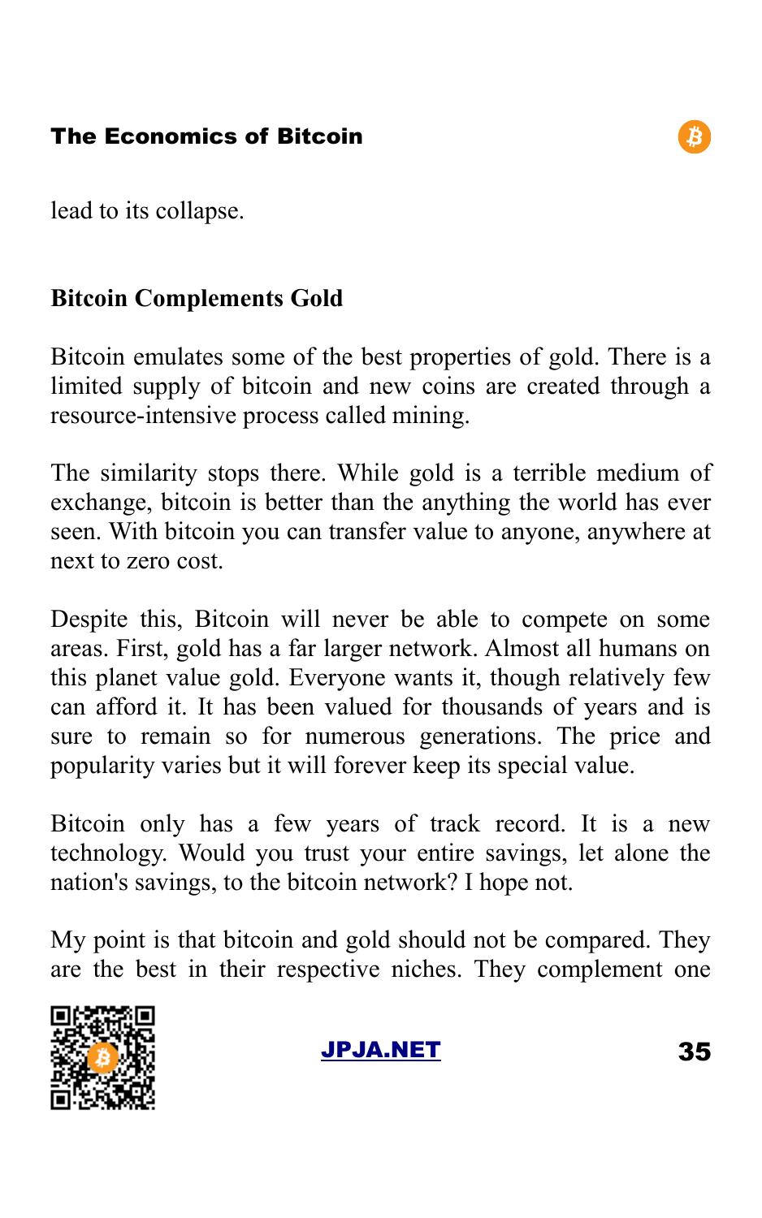lead to its collapse.

**Bitcoin Complements Gold**

Bitcoin emulates some of the best properties of gold. There is a limited supply of bitcoin and new coins are created through a resource-intensive process called mining.

The similarity stops there. While gold is a terrible medium of exchange, bitcoin is better than the anything the world has ever seen. With bitcoin you can transfer value to anyone, anywhere at next to zero cost.

Despite this, Bitcoin will never be able to compete on some areas. First, gold has a far larger network. Almost all humans on this planet value gold. Everyone wants it, though relatively few can afford it. It has been valued for thousands of years and is sure to remain so for numerous generations. The price and popularity varies but it will forever keep its special value.

Bitcoin only has a few years of track record. It is a new technology. Would you trust your entire savings, let alone the nation's savings, to the bitcoin network? I hope not.

My point is that bitcoin and gold should not be compared. They are the best in their respective niches. They complement one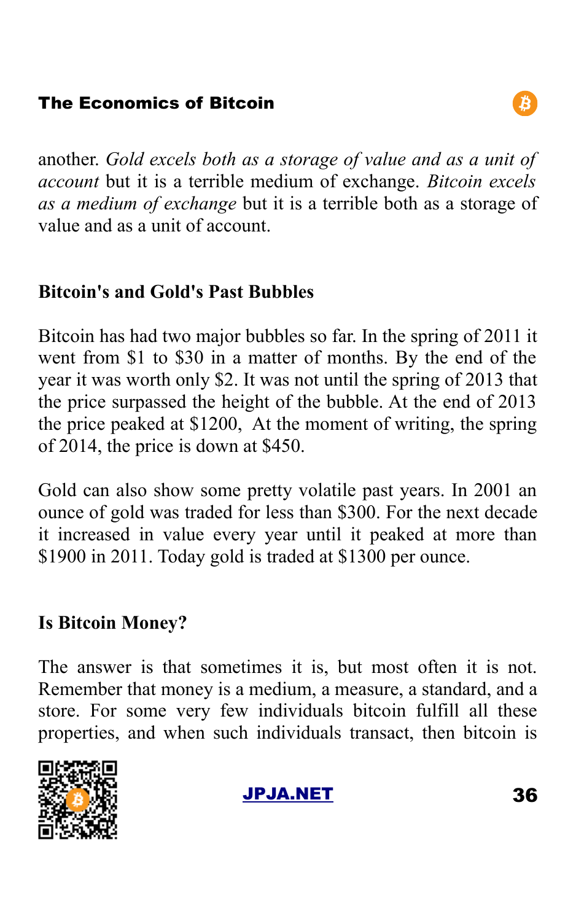another. *Gold excels both as a storage of value and as a unit of account* but it is a terrible medium of exchange. *Bitcoin excels as a medium of exchange* but it is a terrible both as a storage of value and as a unit of account.

## Bitcoin's and Gold's Past Bubbles

Bitcoin has had two major bubbles so far. In the spring of 2011 it went from $1 to $30 in a matter of months. By the end of the year it was worth only $2. It was not until the spring of 2013 that the price surpassed the height of the bubble. At the end of 2013 the price peaked at $1200, At the moment of writing, the spring of 2014, the price is down at $450.

Gold can also show some pretty volatile past years. In 2001 an ounce of gold was traded for less than $300. For the next decade it increased in value every year until it peaked at more than $1900 in 2011. Today gold is traded at $1300 per ounce.

## Is Bitcoin Money?

The answer is that sometimes it is, but most often it is not. Remember that money is a medium, a measure, a standard, and a store. For some very few individuals bitcoin fulfill all these properties, and when such individuals transact, then bitcoin is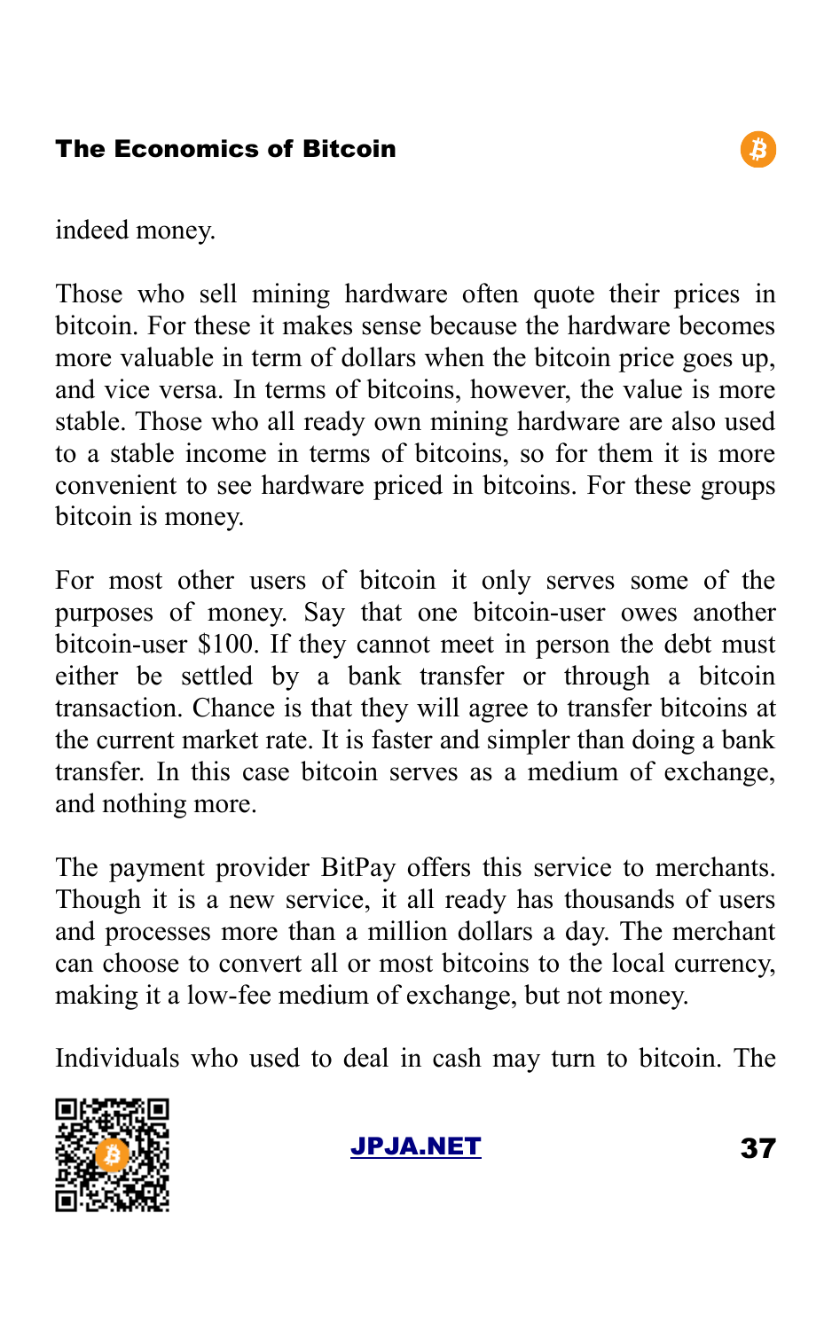indeed money.

Those who sell mining hardware often quote their prices in bitcoin. For these it makes sense because the hardware becomes more valuable in term of dollars when the bitcoin price goes up, and vice versa. In terms of bitcoins, however, the value is more stable. Those who all ready own mining hardware are also used to a stable income in terms of bitcoins, so for them it is more convenient to see hardware priced in bitcoins. For these groups bitcoin is money.

For most other users of bitcoin it only serves some of the purposes of money. Say that one bitcoin-user owes another bitcoin-user $100. If they cannot meet in person the debt must either be settled by a bank transfer or through a bitcoin transaction. Chance is that they will agree to transfer bitcoins at the current market rate. It is faster and simpler than doing a bank transfer. In this case bitcoin serves as a medium of exchange, and nothing more.

The payment provider BitPay offers this service to merchants. Though it is a new service, it all ready has thousands of users and processes more than a million dollars a day. The merchant can choose to convert all or most bitcoins to the local currency, making it a low-fee medium of exchange, but not money.

Individuals who used to deal in cash may turn to bitcoin. The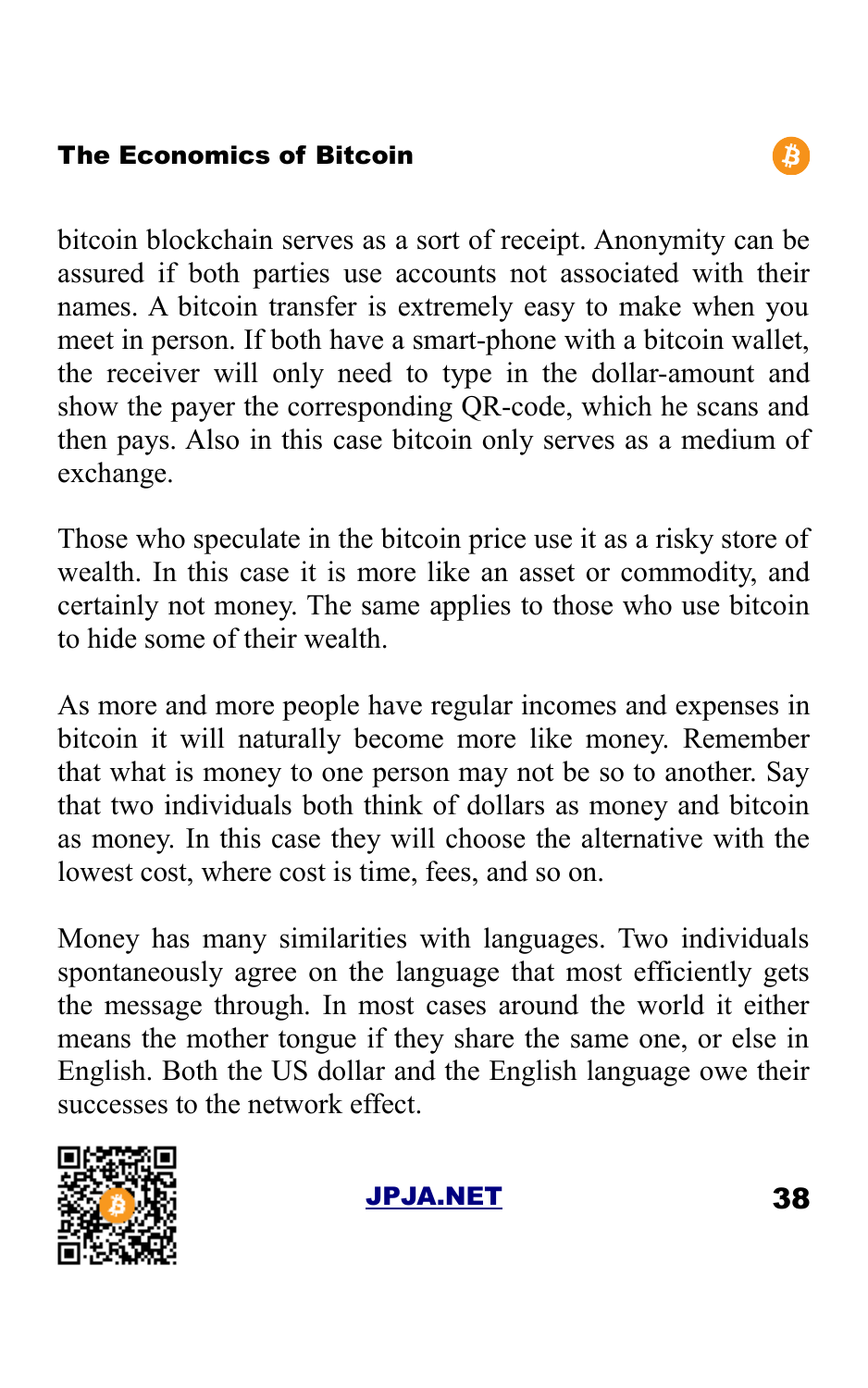bitcoin blockchain serves as a sort of receipt. Anonymity can be assured if both parties use accounts not associated with their names. A bitcoin transfer is extremely easy to make when you meet in person. If both have a smart-phone with a bitcoin wallet, the receiver will only need to type in the dollar-amount and show the payer the corresponding QR-code, which he scans and then pays. Also in this case bitcoin only serves as a medium of exchange.

Those who speculate in the bitcoin price use it as a risky store of wealth. In this case it is more like an asset or commodity, and certainly not money. The same applies to those who use bitcoin to hide some of their wealth.

As more and more people have regular incomes and expenses in bitcoin it will naturally become more like money. Remember that what is money to one person may not be so to another. Say that two individuals both think of dollars as money and bitcoin as money. In this case they will choose the alternative with the lowest cost, where cost is time, fees, and so on.

Money has many similarities with languages. Two individuals spontaneously agree on the language that most efficiently gets the message through. In most cases around the world it either means the mother tongue if they share the same one, or else in English. Both the US dollar and the English language owe their successes to the network effect.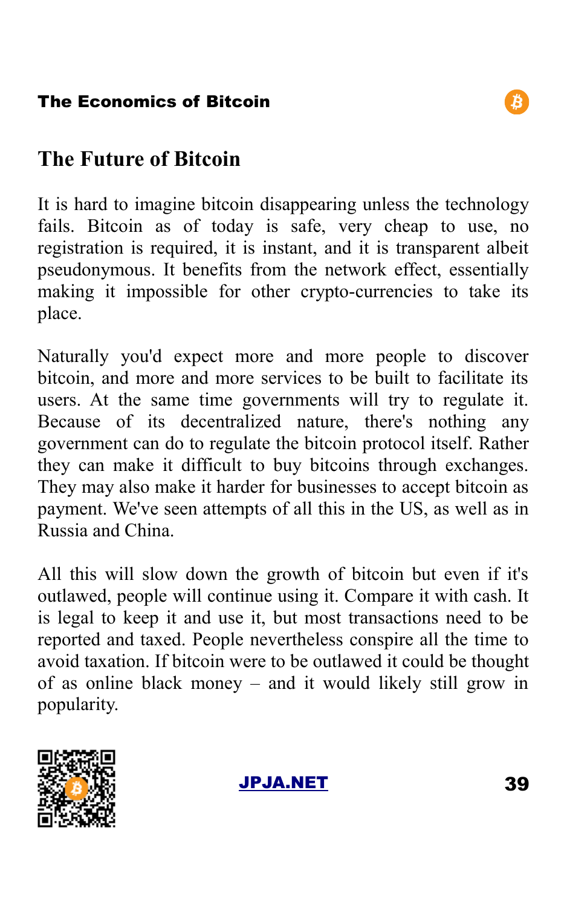## The Future of Bitcoin

It is hard to imagine bitcoin disappearing unless the technology fails. Bitcoin as of today is safe, very cheap to use, no registration is required, it is instant, and it is transparent albeit pseudonymous. It benefits from the network effect, essentially making it impossible for other crypto-currencies to take its place.

Naturally you'd expect more and more people to discover bitcoin, and more and more services to be built to facilitate its users. At the same time governments will try to regulate it. Because of its decentralized nature, there's nothing any government can do to regulate the bitcoin protocol itself. Rather they can make it difficult to buy bitcoins through exchanges. They may also make it harder for businesses to accept bitcoin as payment. We've seen attempts of all this in the US, as well as in Russia and China.

All this will slow down the growth of bitcoin but even if it's outlawed, people will continue using it. Compare it with cash. It is legal to keep it and use it, but most transactions need to be reported and taxed. People nevertheless conspire all the time to avoid taxation. If bitcoin were to be outlawed it could be thought of as online black money – and it would likely still grow in popularity.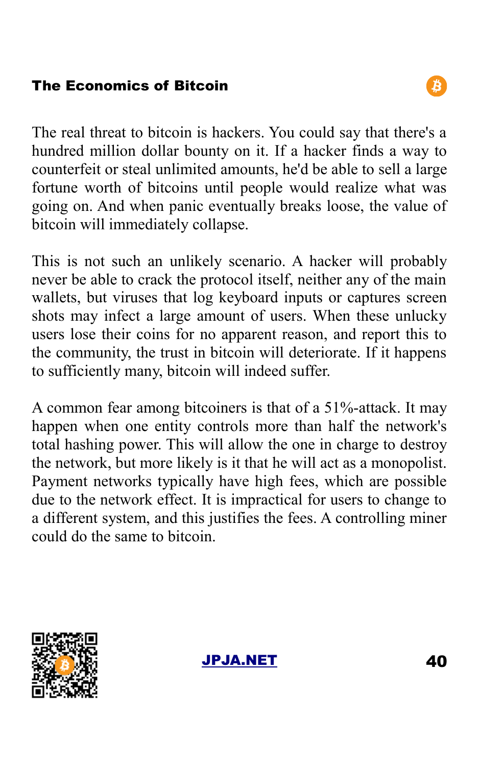The real threat to bitcoin is hackers. You could say that there's a hundred million dollar bounty on it. If a hacker finds a way to counterfeit or steal unlimited amounts, he'd be able to sell a large fortune worth of bitcoins until people would realize what was going on. And when panic eventually breaks loose, the value of bitcoin will immediately collapse.

This is not such an unlikely scenario. A hacker will probably never be able to crack the protocol itself, neither any of the main wallets, but viruses that log keyboard inputs or captures screen shots may infect a large amount of users. When these unlucky users lose their coins for no apparent reason, and report this to the community, the trust in bitcoin will deteriorate. If it happens to sufficiently many, bitcoin will indeed suffer.

A common fear among bitcoiners is that of a 51%-attack. It may happen when one entity controls more than half the network's total hashing power. This will allow the one in charge to destroy the network, but more likely is it that he will act as a monopolist. Payment networks typically have high fees, which are possible due to the network effect. It is impractical for users to change to a different system, and this justifies the fees. A controlling miner could do the same to bitcoin.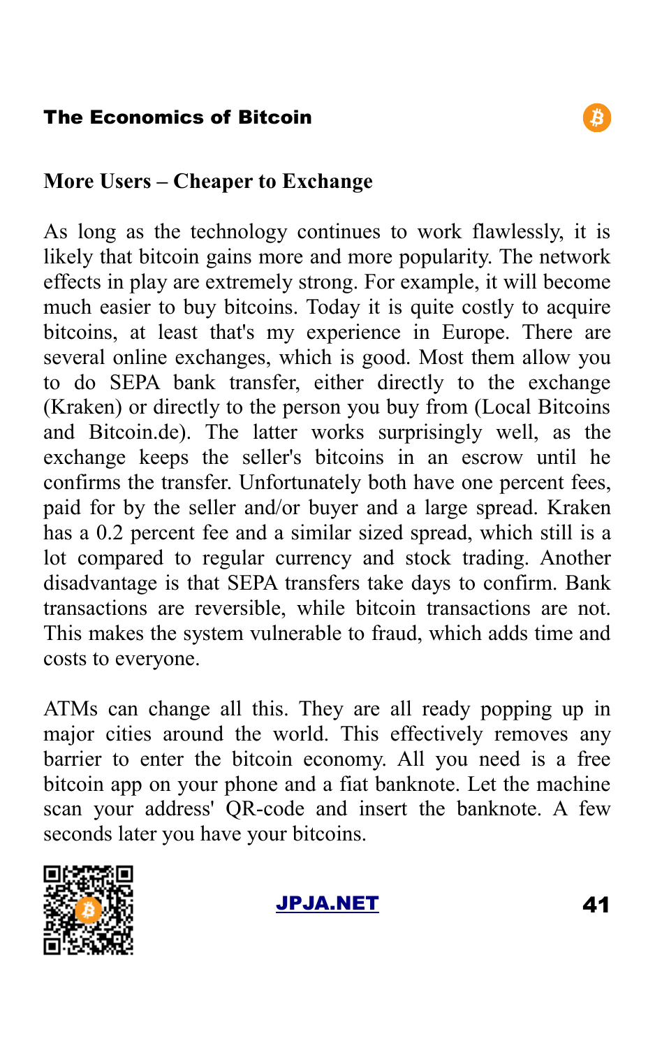## More Users – Cheaper to Exchange

As long as the technology continues to work flawlessly, it is likely that bitcoin gains more and more popularity. The network effects in play are extremely strong. For example, it will become much easier to buy bitcoins. Today it is quite costly to acquire bitcoins, at least that's my experience in Europe. There are several online exchanges, which is good. Most them allow you to do SEPA bank transfer, either directly to the exchange (Kraken) or directly to the person you buy from (Local Bitcoins and Bitcoin.de). The latter works surprisingly well, as the exchange keeps the seller's bitcoins in an escrow until he confirms the transfer. Unfortunately both have one percent fees, paid for by the seller and/or buyer and a large spread. Kraken has a 0.2 percent fee and a similar sized spread, which still is a lot compared to regular currency and stock trading. Another disadvantage is that SEPA transfers take days to confirm. Bank transactions are reversible, while bitcoin transactions are not. This makes the system vulnerable to fraud, which adds time and costs to everyone.

ATMs can change all this. They are all ready popping up in major cities around the world. This effectively removes any barrier to enter the bitcoin economy. All you need is a free bitcoin app on your phone and a fiat banknote. Let the machine scan your address' QR-code and insert the banknote. A few seconds later you have your bitcoins.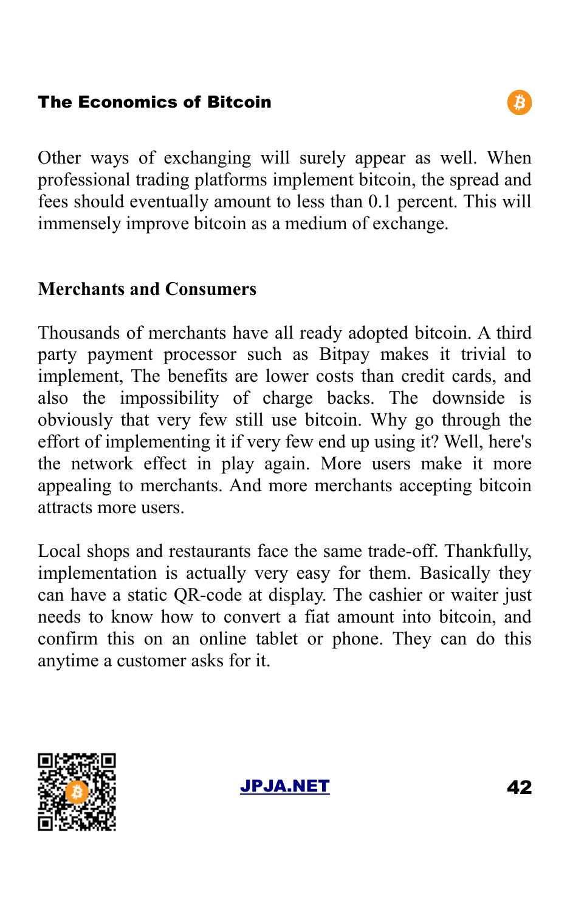Other ways of exchanging will surely appear as well. When professional trading platforms implement bitcoin, the spread and fees should eventually amount to less than 0.1 percent. This will immensely improve bitcoin as a medium of exchange.

## Merchants and Consumers

Thousands of merchants have all ready adopted bitcoin. A third party payment processor such as Bitpay makes it trivial to implement, The benefits are lower costs than credit cards, and also the impossibility of charge backs. The downside is obviously that very few still use bitcoin. Why go through the effort of implementing it if very few end up using it? Well, here's the network effect in play again. More users make it more appealing to merchants. And more merchants accepting bitcoin attracts more users.

Local shops and restaurants face the same trade-off. Thankfully, implementation is actually very easy for them. Basically they can have a static QR-code at display. The cashier or waiter just needs to know how to convert a fiat amount into bitcoin, and confirm this on an online tablet or phone. They can do this anytime a customer asks for it.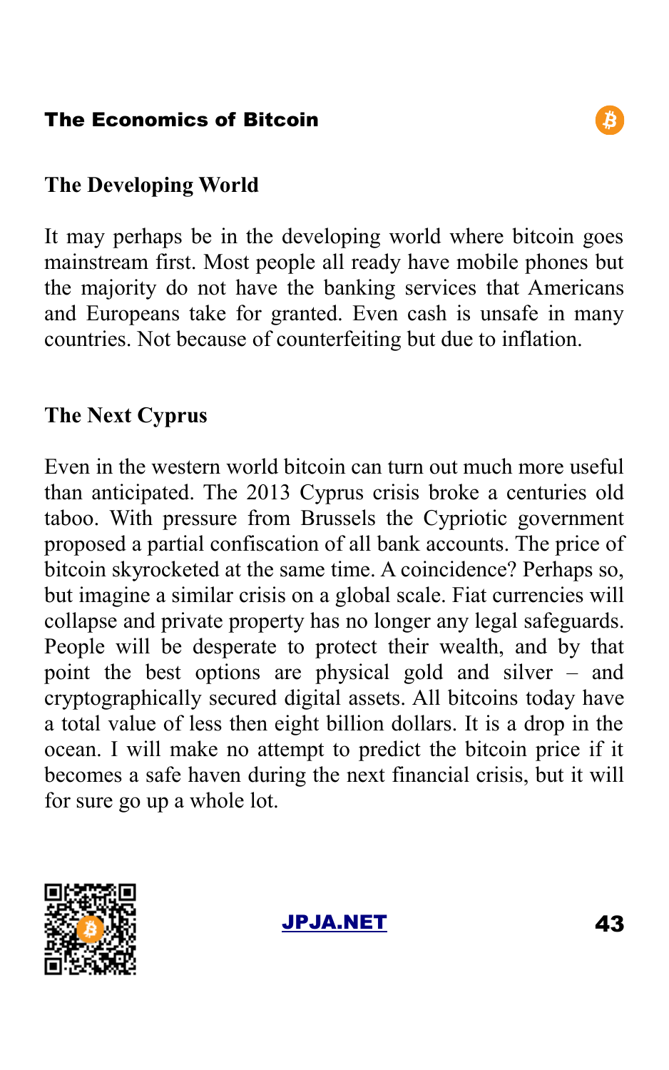## The Developing World

It may perhaps be in the developing world where bitcoin goes mainstream first. Most people all ready have mobile phones but the majority do not have the banking services that Americans and Europeans take for granted. Even cash is unsafe in many countries. Not because of counterfeiting but due to inflation.

## The Next Cyprus

Even in the western world bitcoin can turn out much more useful than anticipated. The 2013 Cyprus crisis broke a centuries old taboo. With pressure from Brussels the Cypriotic government proposed a partial confiscation of all bank accounts. The price of bitcoin skyrocketed at the same time. A coincidence? Perhaps so, but imagine a similar crisis on a global scale. Fiat currencies will collapse and private property has no longer any legal safeguards. People will be desperate to protect their wealth, and by that point the best options are physical gold and silver – and cryptographically secured digital assets. All bitcoins today have a total value of less then eight billion dollars. It is a drop in the ocean. I will make no attempt to predict the bitcoin price if it becomes a safe haven during the next financial crisis, but it will for sure go up a whole lot.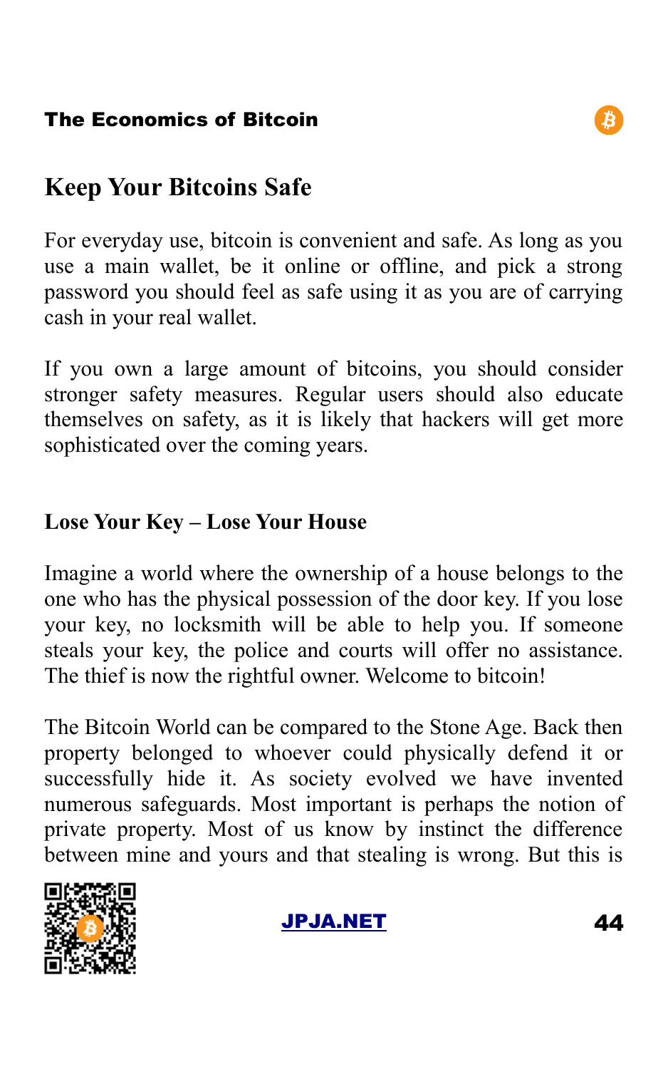## Keep Your Bitcoins Safe

For everyday use, bitcoin is convenient and safe. As long as you use a main wallet, be it online or offline, and pick a strong password you should feel as safe using it as you are of carrying cash in your real wallet.

If you own a large amount of bitcoins, you should consider stronger safety measures. Regular users should also educate themselves on safety, as it is likely that hackers will get more sophisticated over the coming years.

### Lose Your Key – Lose Your House

Imagine a world where the ownership of a house belongs to the one who has the physical possession of the door key. If you lose your key, no locksmith will be able to help you. If someone steals your key, the police and courts will offer no assistance. The thief is now the rightful owner. Welcome to bitcoin!

The Bitcoin World can be compared to the Stone Age. Back then property belonged to whoever could physically defend it or successfully hide it. As society evolved we have invented numerous safeguards. Most important is perhaps the notion of private property. Most of us know by instinct the difference between mine and yours and that stealing is wrong. But this is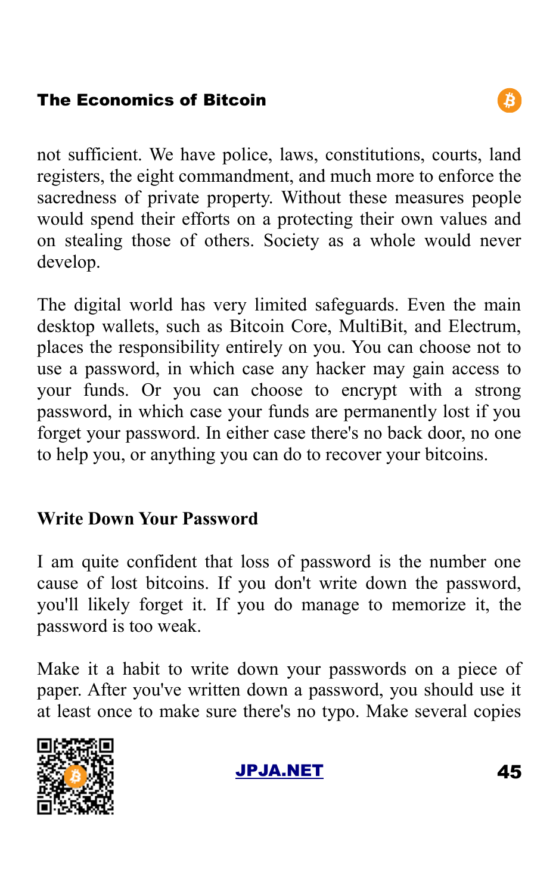not sufficient. We have police, laws, constitutions, courts, land registers, the eight commandment, and much more to enforce the sacredness of private property. Without these measures people would spend their efforts on a protecting their own values and on stealing those of others. Society as a whole would never develop.

The digital world has very limited safeguards. Even the main desktop wallets, such as Bitcoin Core, MultiBit, and Electrum, places the responsibility entirely on you. You can choose not to use a password, in which case any hacker may gain access to your funds. Or you can choose to encrypt with a strong password, in which case your funds are permanently lost if you forget your password. In either case there's no back door, no one to help you, or anything you can do to recover your bitcoins.

## Write Down Your Password

I am quite confident that loss of password is the number one cause of lost bitcoins. If you don't write down the password, you'll likely forget it. If you do manage to memorize it, the password is too weak.

Make it a habit to write down your passwords on a piece of paper. After you've written down a password, you should use it at least once to make sure there's no typo. Make several copies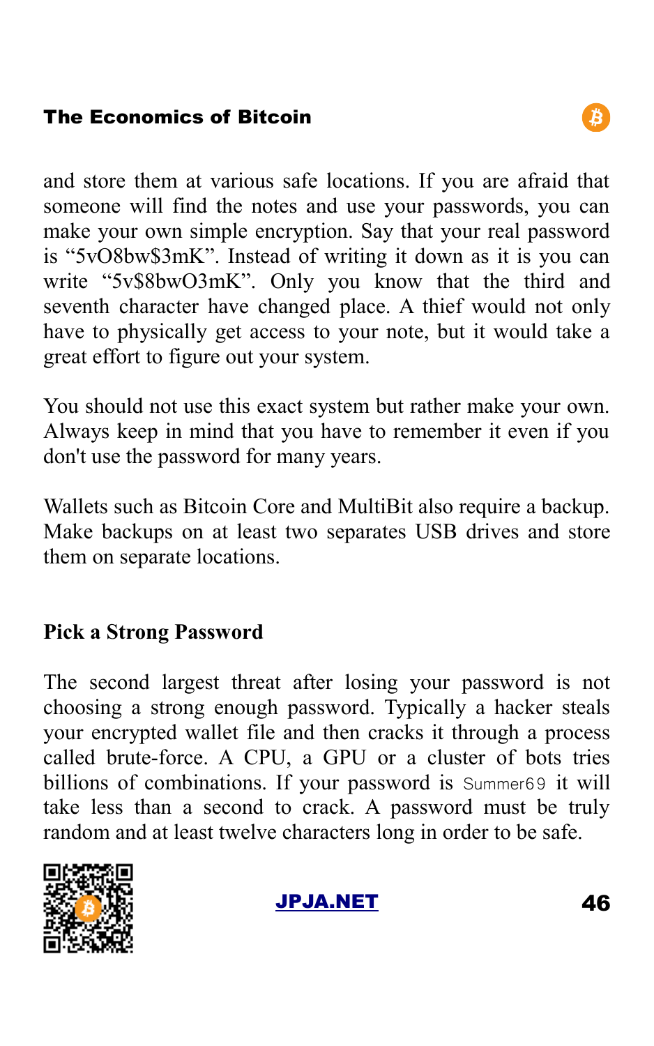and store them at various safe locations. If you are afraid that someone will find the notes and use your passwords, you can make your own simple encryption. Say that your real password is “5vO8bw$3mK”. Instead of writing it down as it is you can write “5v$8bwO3mK”. Only you know that the third and seventh character have changed place. A thief would not only have to physically get access to your note, but it would take a great effort to figure out your system.

You should not use this exact system but rather make your own. Always keep in mind that you have to remember it even if you don't use the password for many years.

Wallets such as Bitcoin Core and MultiBit also require a backup. Make backups on at least two separates USB drives and store them on separate locations.

### Pick a Strong Password

The second largest threat after losing your password is not choosing a strong enough password. Typically a hacker steals your encrypted wallet file and then cracks it through a process called brute-force. A CPU, a GPU or a cluster of bots tries billions of combinations. If your password is `Summer69` it will take less than a second to crack. A password must be truly random and at least twelve characters long in order to be safe.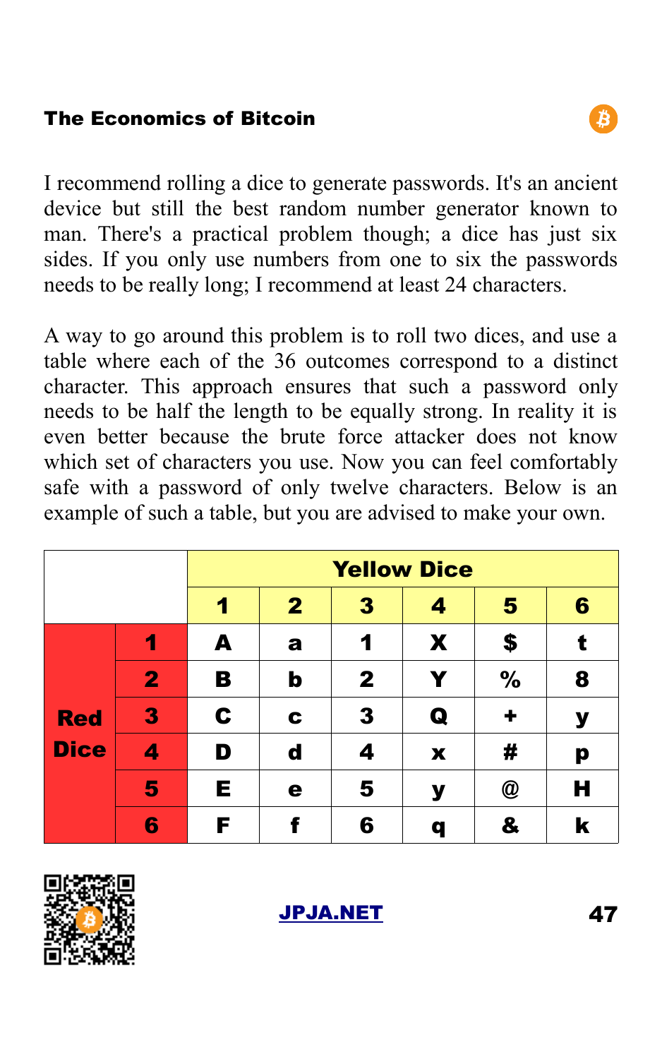I recommend rolling a dice to generate passwords. It's an ancient device but still the best random number generator known to man. There's a practical problem though; a dice has just six sides. If you only use numbers from one to six the passwords needs to be really long; I recommend at least 24 characters.

A way to go around this problem is to roll two dices, and use a table where each of the 36 outcomes correspond to a distinct character. This approach ensures that such a password only needs to be half the length to be equally strong. In reality it is even better because the brute force attacker does not know which set of characters you use. Now you can feel comfortably safe with a password of only twelve characters. Below is an example of such a table, but you are advised to make your own.

| | | Yellow Dice | | | | | |
|---|---|---|---|---|---|---|---|
| | | **1** | **2** | **3** | **4** | **5** | **6** |
| **Red Dice** | **1** | A | a | 1 | X | $ | t |
| | **2** | B | b | 2 | Y | % | 8 |
| | **3** | C | c | 3 | Q | + | y |
| | **4** | D | d | 4 | x | # | p |
| | **5** | E | e | 5 | y | @ | H |
| | **6** | F | f | 6 | q | & | k |

JPJA.NET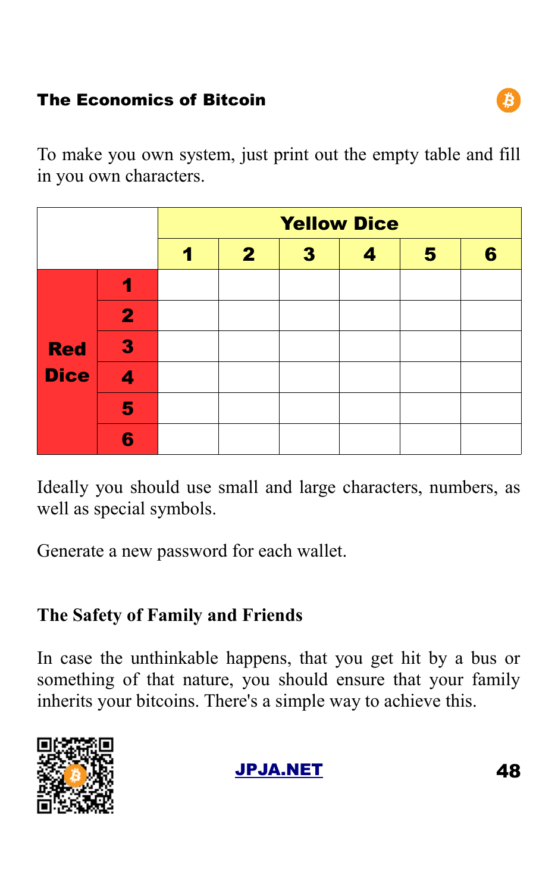To make you own system, just print out the empty table and fill in you own characters.

| | | Yellow Dice | | | | | |
|---|---|---|---|---|---|---|---|
| | | 1 | 2 | 3 | 4 | 5 | 6 |
| Red Dice | 1 | | | | | | |
| | 2 | | | | | | |
| | 3 | | | | | | |
| | 4 | | | | | | |
| | 5 | | | | | | |
| | 6 | | | | | | |

Ideally you should use small and large characters, numbers, as well as special symbols.

Generate a new password for each wallet.

## The Safety of Family and Friends

In case the unthinkable happens, that you get hit by a bus or something of that nature, you should ensure that your family inherits your bitcoins. There's a simple way to achieve this.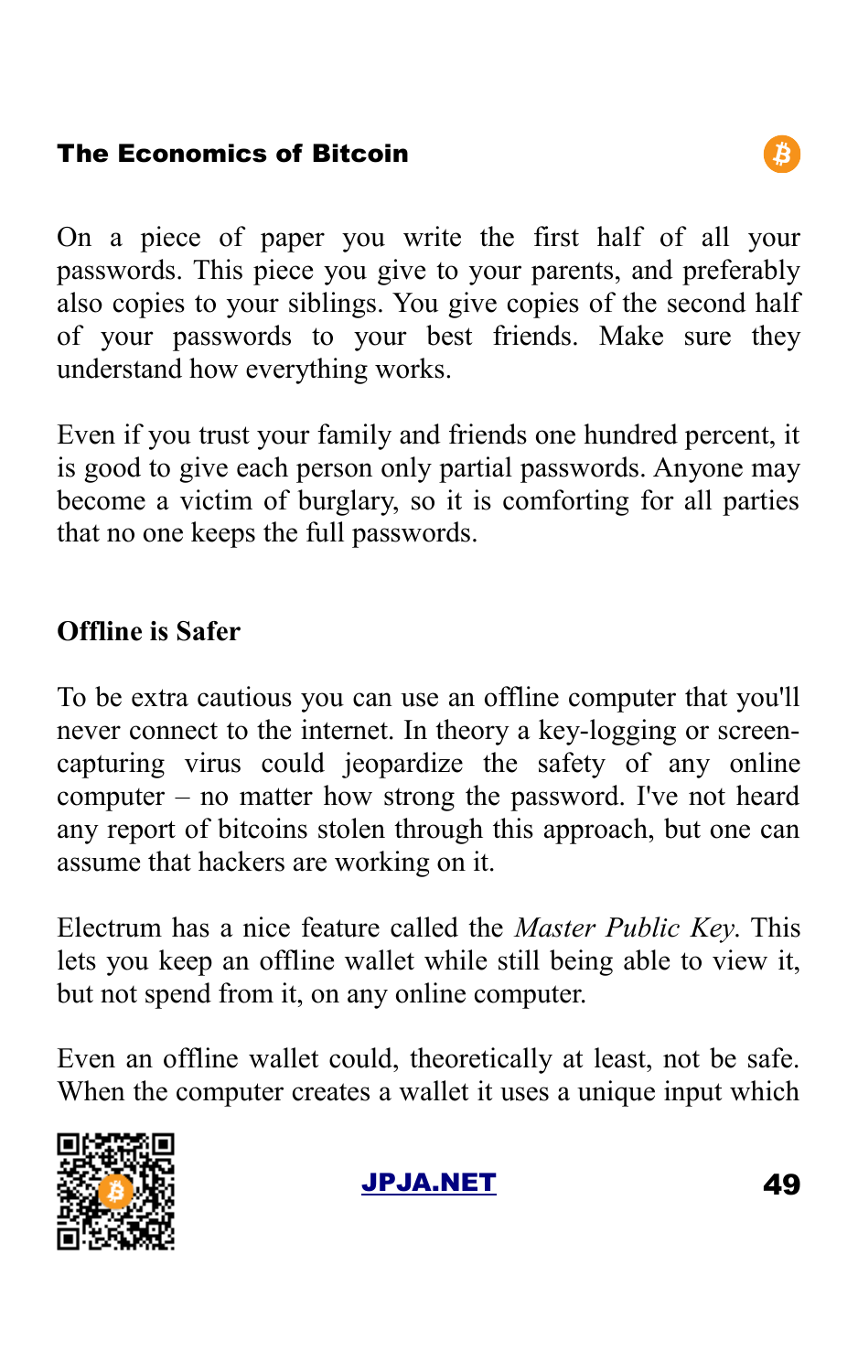On a piece of paper you write the first half of all your passwords. This piece you give to your parents, and preferably also copies to your siblings. You give copies of the second half of your passwords to your best friends. Make sure they understand how everything works.

Even if you trust your family and friends one hundred percent, it is good to give each person only partial passwords. Anyone may become a victim of burglary, so it is comforting for all parties that no one keeps the full passwords.

## Offline is Safer

To be extra cautious you can use an offline computer that you'll never connect to the internet. In theory a key-logging or screen-capturing virus could jeopardize the safety of any online computer – no matter how strong the password. I've not heard any report of bitcoins stolen through this approach, but one can assume that hackers are working on it.

Electrum has a nice feature called the *Master Public Key*. This lets you keep an offline wallet while still being able to view it, but not spend from it, on any online computer.

Even an offline wallet could, theoretically at least, not be safe. When the computer creates a wallet it uses a unique input which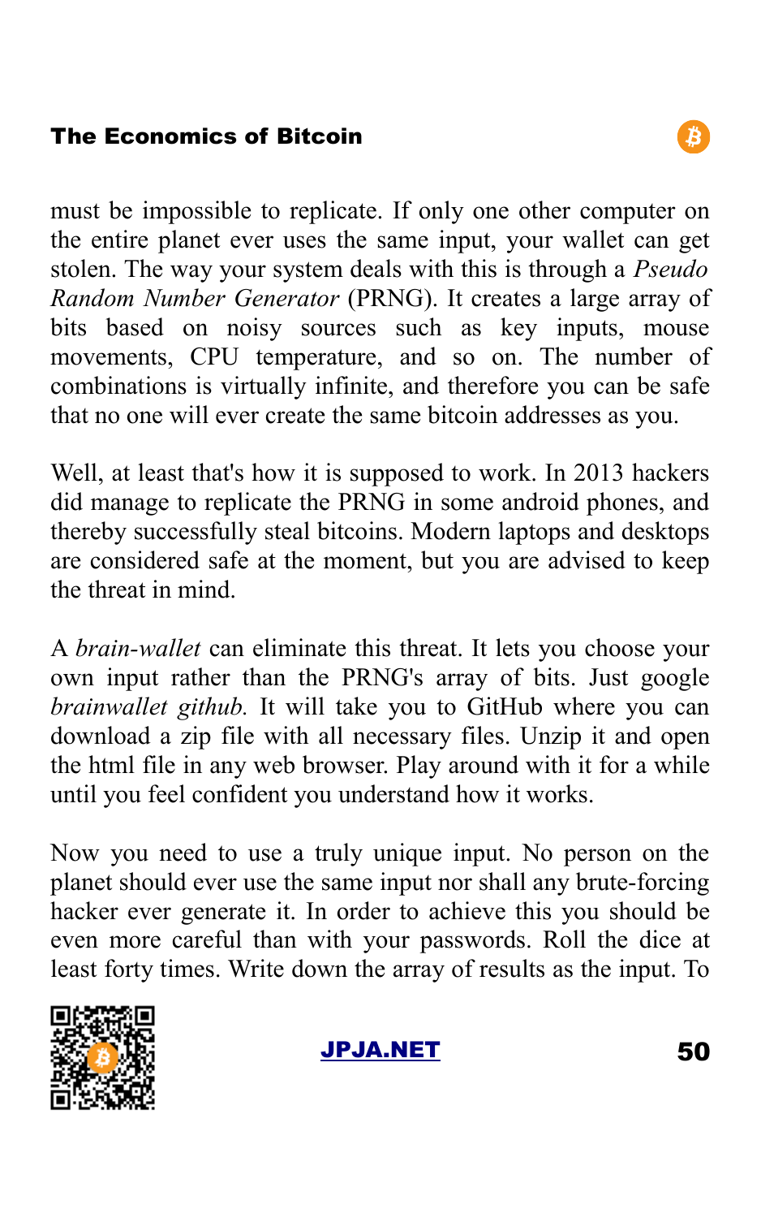must be impossible to replicate. If only one other computer on the entire planet ever uses the same input, your wallet can get stolen. The way your system deals with this is through a *Pseudo Random Number Generator* (PRNG). It creates a large array of bits based on noisy sources such as key inputs, mouse movements, CPU temperature, and so on. The number of combinations is virtually infinite, and therefore you can be safe that no one will ever create the same bitcoin addresses as you.

Well, at least that's how it is supposed to work. In 2013 hackers did manage to replicate the PRNG in some android phones, and thereby successfully steal bitcoins. Modern laptops and desktops are considered safe at the moment, but you are advised to keep the threat in mind.

A *brain-wallet* can eliminate this threat. It lets you choose your own input rather than the PRNG's array of bits. Just google *brainwallet github.* It will take you to GitHub where you can download a zip file with all necessary files. Unzip it and open the html file in any web browser. Play around with it for a while until you feel confident you understand how it works.

Now you need to use a truly unique input. No person on the planet should ever use the same input nor shall any brute-forcing hacker ever generate it. In order to achieve this you should be even more careful than with your passwords. Roll the dice at least forty times. Write down the array of results as the input. To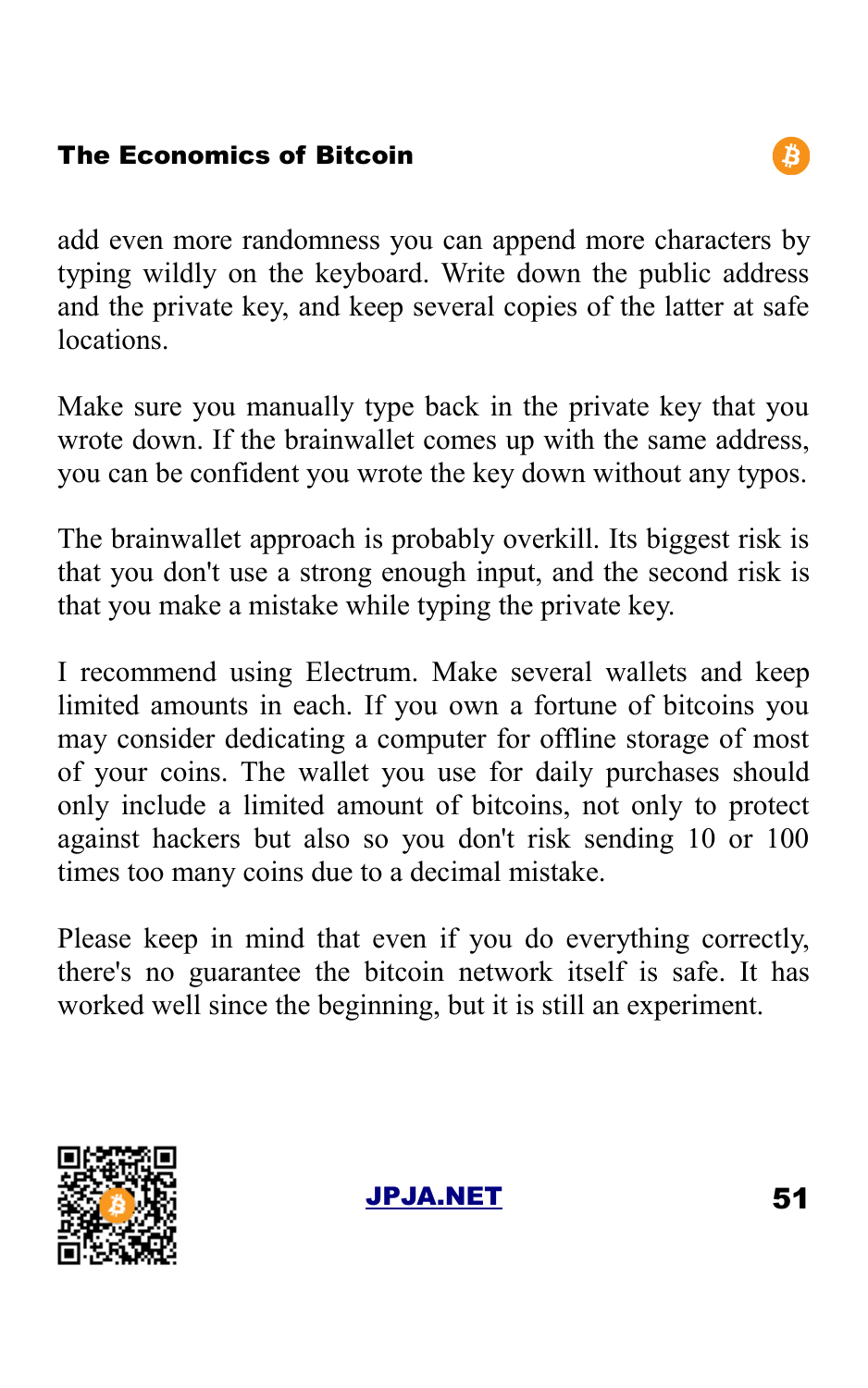add even more randomness you can append more characters by typing wildly on the keyboard. Write down the public address and the private key, and keep several copies of the latter at safe locations.

Make sure you manually type back in the private key that you wrote down. If the brainwallet comes up with the same address, you can be confident you wrote the key down without any typos.

The brainwallet approach is probably overkill. Its biggest risk is that you don't use a strong enough input, and the second risk is that you make a mistake while typing the private key.

I recommend using Electrum. Make several wallets and keep limited amounts in each. If you own a fortune of bitcoins you may consider dedicating a computer for offline storage of most of your coins. The wallet you use for daily purchases should only include a limited amount of bitcoins, not only to protect against hackers but also so you don't risk sending 10 or 100 times too many coins due to a decimal mistake.

Please keep in mind that even if you do everything correctly, there's no guarantee the bitcoin network itself is safe. It has worked well since the beginning, but it is still an experiment.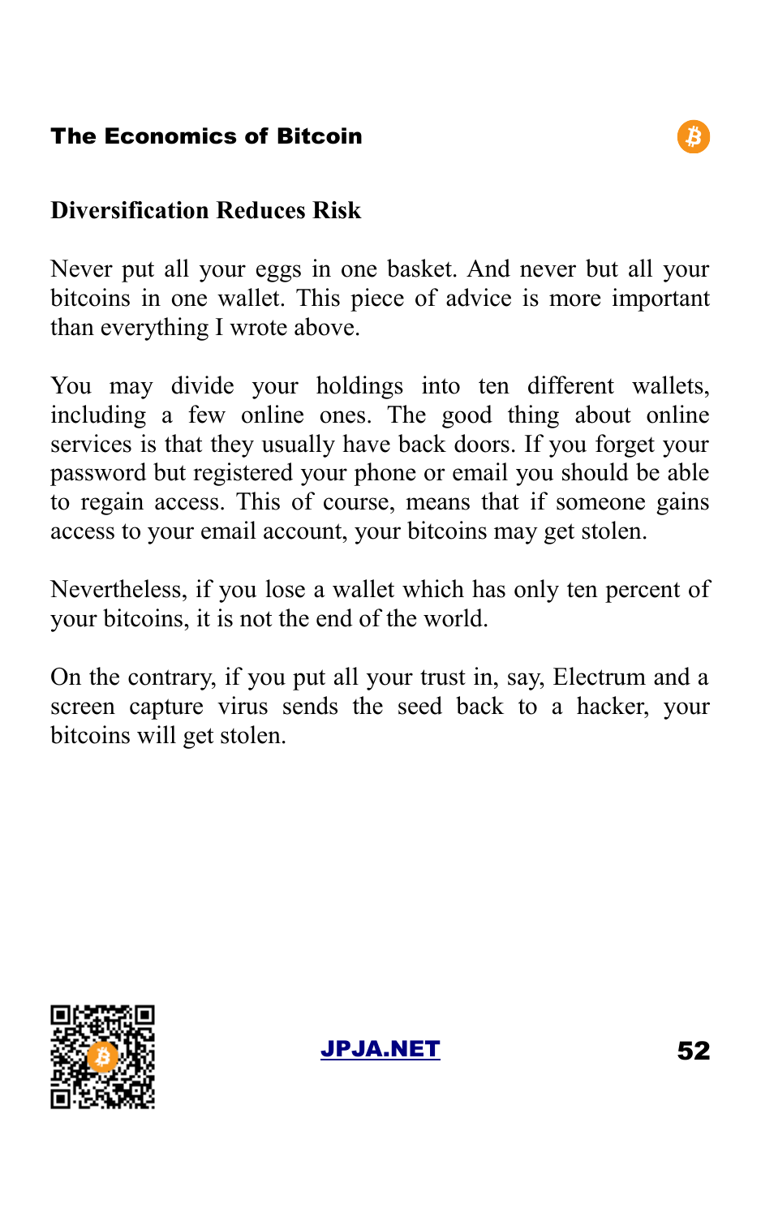## Diversification Reduces Risk

Never put all your eggs in one basket. And never but all your bitcoins in one wallet. This piece of advice is more important than everything I wrote above.

You may divide your holdings into ten different wallets, including a few online ones. The good thing about online services is that they usually have back doors. If you forget your password but registered your phone or email you should be able to regain access. This of course, means that if someone gains access to your email account, your bitcoins may get stolen.

Nevertheless, if you lose a wallet which has only ten percent of your bitcoins, it is not the end of the world.

On the contrary, if you put all your trust in, say, Electrum and a screen capture virus sends the seed back to a hacker, your bitcoins will get stolen.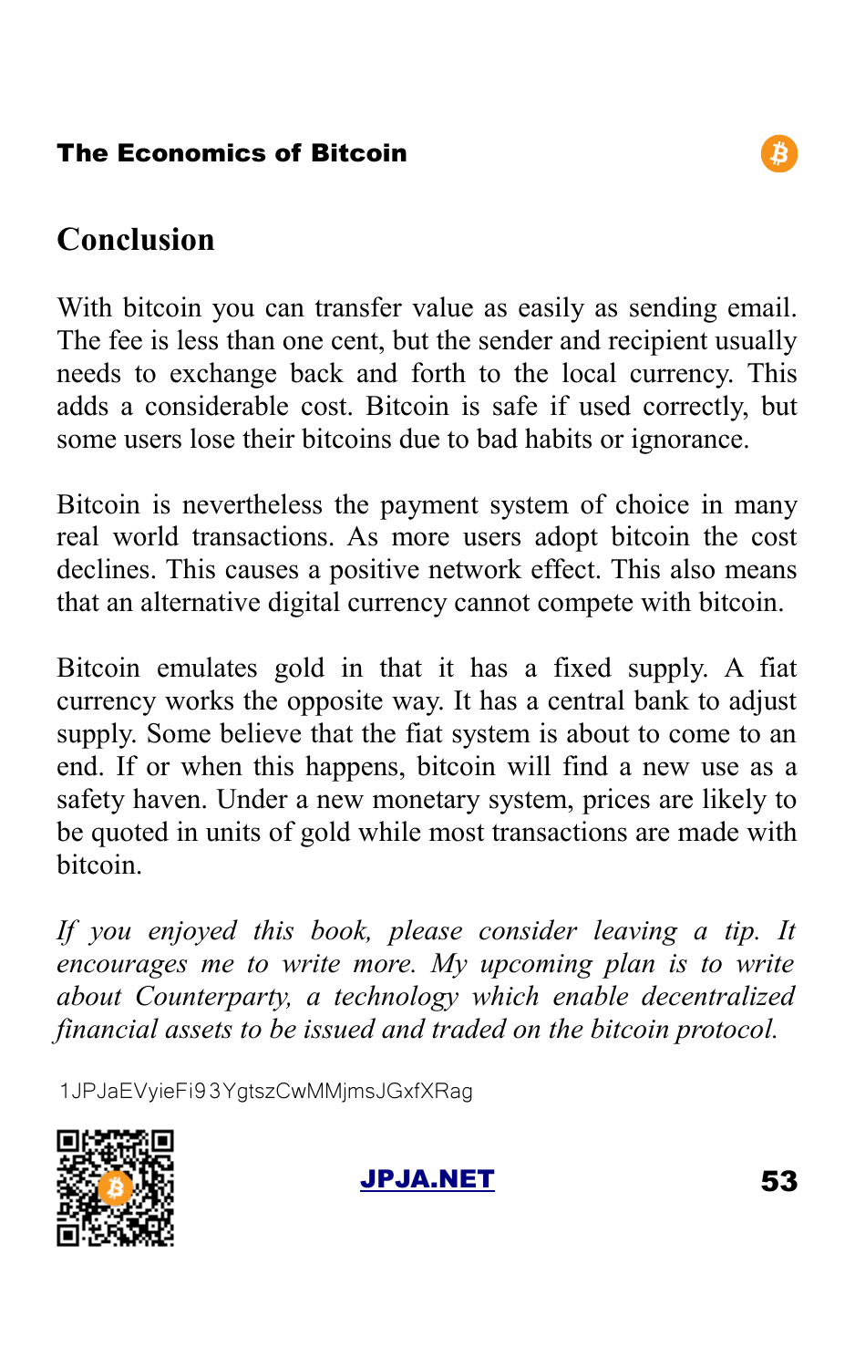## Conclusion

With bitcoin you can transfer value as easily as sending email. The fee is less than one cent, but the sender and recipient usually needs to exchange back and forth to the local currency. This adds a considerable cost. Bitcoin is safe if used correctly, but some users lose their bitcoins due to bad habits or ignorance.

Bitcoin is nevertheless the payment system of choice in many real world transactions. As more users adopt bitcoin the cost declines. This causes a positive network effect. This also means that an alternative digital currency cannot compete with bitcoin.

Bitcoin emulates gold in that it has a fixed supply. A fiat currency works the opposite way. It has a central bank to adjust supply. Some believe that the fiat system is about to come to an end. If or when this happens, bitcoin will find a new use as a safety haven. Under a new monetary system, prices are likely to be quoted in units of gold while most transactions are made with bitcoin.

*If you enjoyed this book, please consider leaving a tip. It encourages me to write more. My upcoming plan is to write about Counterparty, a technology which enable decentralized financial assets to be issued and traded on the bitcoin protocol.*

1JPJaEVyieFi93YgtszCwMMjmsJGxfXRag

JPJA.NET